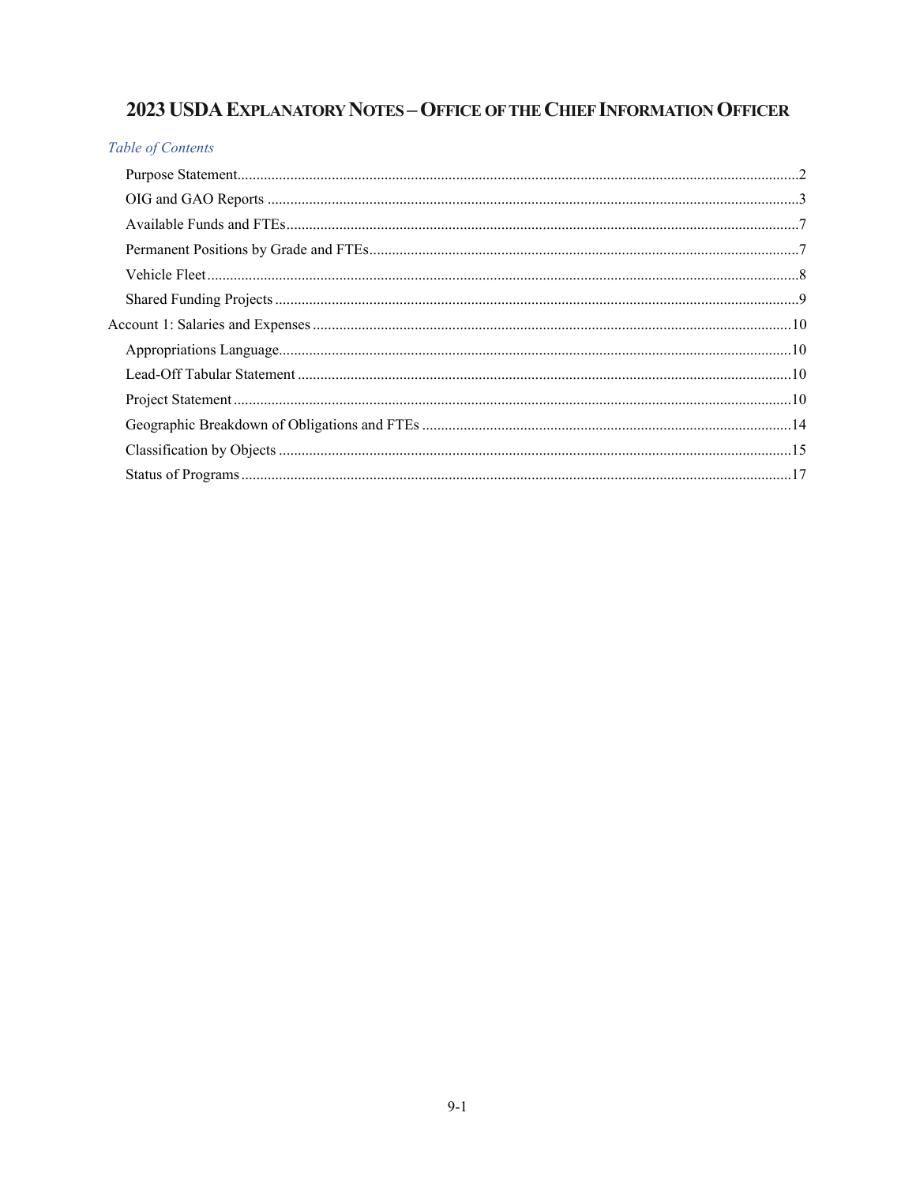# 2023 USDA Explanatory Notes – Office of the Chief Information Officer

*Table of Contents*

- Purpose Statement....................2
- OIG and GAO Reports....................3
- Available Funds and FTEs....................7
- Permanent Positions by Grade and FTEs....................7
- Vehicle Fleet....................8
- Shared Funding Projects....................9

Account 1: Salaries and Expenses....................10

- Appropriations Language....................10
- Lead-Off Tabular Statement....................10
- Project Statement....................10
- Geographic Breakdown of Obligations and FTEs....................14
- Classification by Objects....................15
- Status of Programs....................17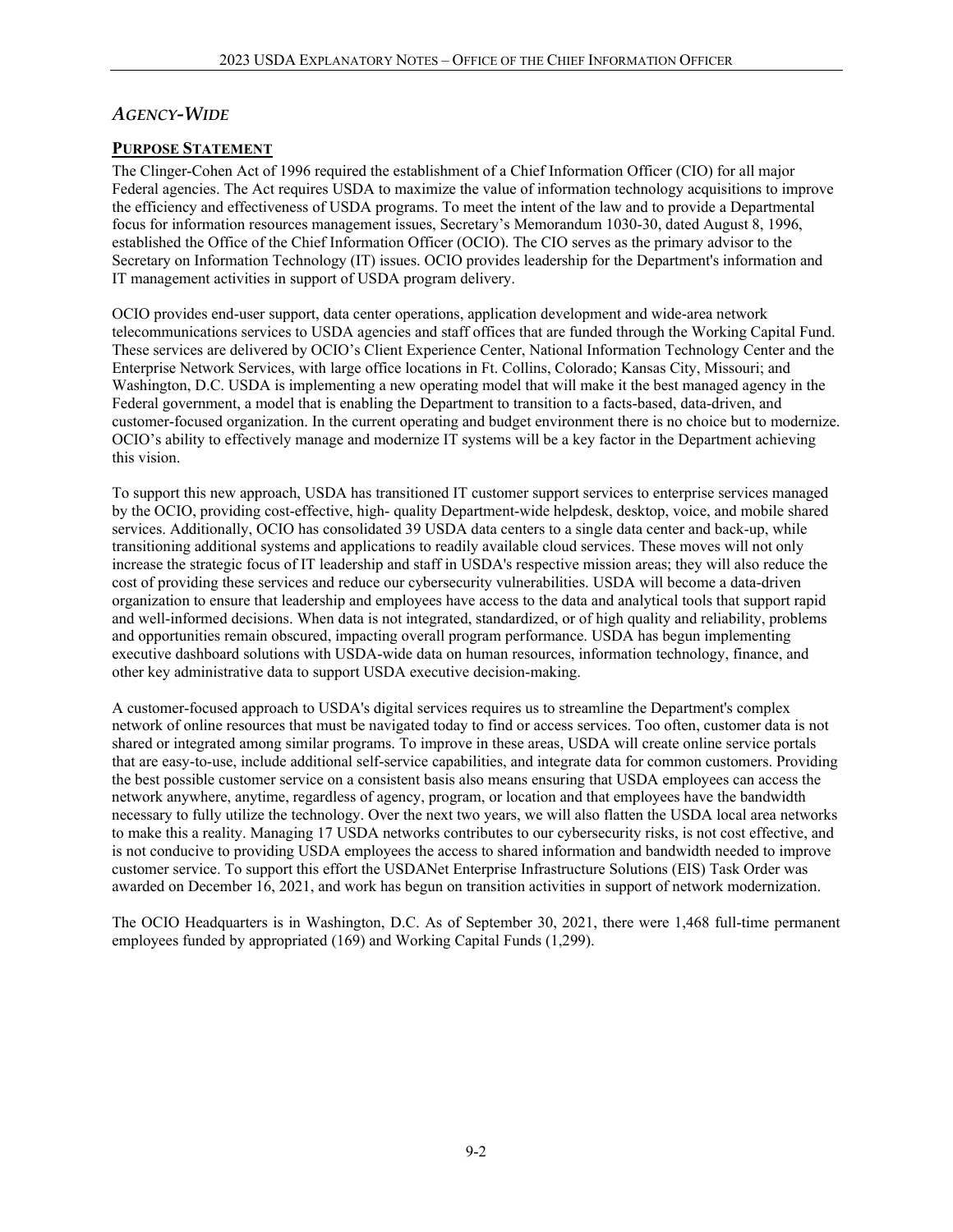## *Agency-Wide*

### Purpose Statement

The Clinger-Cohen Act of 1996 required the establishment of a Chief Information Officer (CIO) for all major Federal agencies. The Act requires USDA to maximize the value of information technology acquisitions to improve the efficiency and effectiveness of USDA programs. To meet the intent of the law and to provide a Departmental focus for information resources management issues, Secretary's Memorandum 1030-30, dated August 8, 1996, established the Office of the Chief Information Officer (OCIO). The CIO serves as the primary advisor to the Secretary on Information Technology (IT) issues. OCIO provides leadership for the Department's information and IT management activities in support of USDA program delivery.

OCIO provides end-user support, data center operations, application development and wide-area network telecommunications services to USDA agencies and staff offices that are funded through the Working Capital Fund. These services are delivered by OCIO's Client Experience Center, National Information Technology Center and the Enterprise Network Services, with large office locations in Ft. Collins, Colorado; Kansas City, Missouri; and Washington, D.C. USDA is implementing a new operating model that will make it the best managed agency in the Federal government, a model that is enabling the Department to transition to a facts-based, data-driven, and customer-focused organization. In the current operating and budget environment there is no choice but to modernize. OCIO's ability to effectively manage and modernize IT systems will be a key factor in the Department achieving this vision.

To support this new approach, USDA has transitioned IT customer support services to enterprise services managed by the OCIO, providing cost-effective, high- quality Department-wide helpdesk, desktop, voice, and mobile shared services. Additionally, OCIO has consolidated 39 USDA data centers to a single data center and back-up, while transitioning additional systems and applications to readily available cloud services. These moves will not only increase the strategic focus of IT leadership and staff in USDA's respective mission areas; they will also reduce the cost of providing these services and reduce our cybersecurity vulnerabilities. USDA will become a data-driven organization to ensure that leadership and employees have access to the data and analytical tools that support rapid and well-informed decisions. When data is not integrated, standardized, or of high quality and reliability, problems and opportunities remain obscured, impacting overall program performance. USDA has begun implementing executive dashboard solutions with USDA-wide data on human resources, information technology, finance, and other key administrative data to support USDA executive decision-making.

A customer-focused approach to USDA's digital services requires us to streamline the Department's complex network of online resources that must be navigated today to find or access services. Too often, customer data is not shared or integrated among similar programs. To improve in these areas, USDA will create online service portals that are easy-to-use, include additional self-service capabilities, and integrate data for common customers. Providing the best possible customer service on a consistent basis also means ensuring that USDA employees can access the network anywhere, anytime, regardless of agency, program, or location and that employees have the bandwidth necessary to fully utilize the technology. Over the next two years, we will also flatten the USDA local area networks to make this a reality. Managing 17 USDA networks contributes to our cybersecurity risks, is not cost effective, and is not conducive to providing USDA employees the access to shared information and bandwidth needed to improve customer service. To support this effort the USDANet Enterprise Infrastructure Solutions (EIS) Task Order was awarded on December 16, 2021, and work has begun on transition activities in support of network modernization.

The OCIO Headquarters is in Washington, D.C. As of September 30, 2021, there were 1,468 full-time permanent employees funded by appropriated (169) and Working Capital Funds (1,299).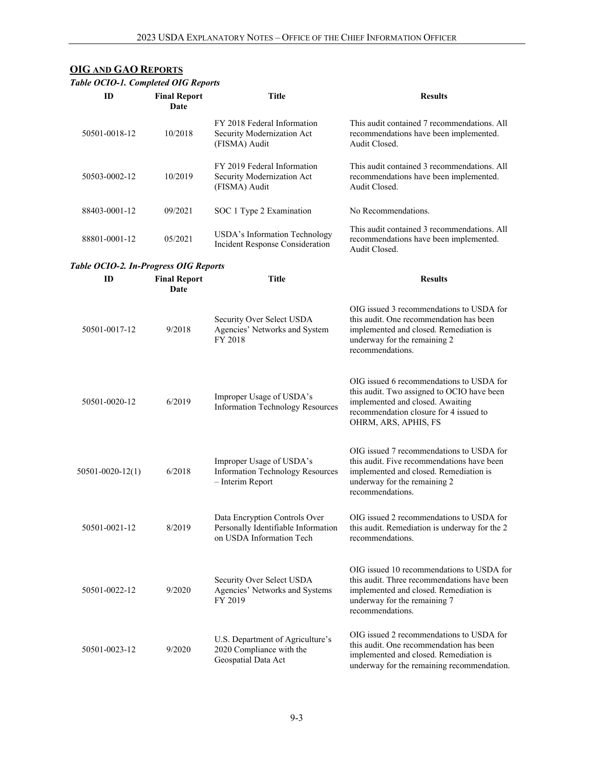## OIG AND GAO REPORTS

*Table OCIO-1. Completed OIG Reports*

| ID | Final Report Date | Title | Results |
|---|---|---|---|
| 50501-0018-12 | 10/2018 | FY 2018 Federal Information Security Modernization Act (FISMA) Audit | This audit contained 7 recommendations. All recommendations have been implemented. Audit Closed. |
| 50503-0002-12 | 10/2019 | FY 2019 Federal Information Security Modernization Act (FISMA) Audit | This audit contained 3 recommendations. All recommendations have been implemented. Audit Closed. |
| 88403-0001-12 | 09/2021 | SOC 1 Type 2 Examination | No Recommendations. |
| 88801-0001-12 | 05/2021 | USDA's Information Technology Incident Response Consideration | This audit contained 3 recommendations. All recommendations have been implemented. Audit Closed. |

*Table OCIO-2. In-Progress OIG Reports*

| ID | Final Report Date | Title | Results |
|---|---|---|---|
| 50501-0017-12 | 9/2018 | Security Over Select USDA Agencies' Networks and System FY 2018 | OIG issued 3 recommendations to USDA for this audit. One recommendation has been implemented and closed. Remediation is underway for the remaining 2 recommendations. |
| 50501-0020-12 | 6/2019 | Improper Usage of USDA's Information Technology Resources | OIG issued 6 recommendations to USDA for this audit. Two assigned to OCIO have been implemented and closed. Awaiting recommendation closure for 4 issued to OHRM, ARS, APHIS, FS |
| 50501-0020-12(1) | 6/2018 | Improper Usage of USDA's Information Technology Resources – Interim Report | OIG issued 7 recommendations to USDA for this audit. Five recommendations have been implemented and closed. Remediation is underway for the remaining 2 recommendations. |
| 50501-0021-12 | 8/2019 | Data Encryption Controls Over Personally Identifiable Information on USDA Information Tech | OIG issued 2 recommendations to USDA for this audit. Remediation is underway for the 2 recommendations. |
| 50501-0022-12 | 9/2020 | Security Over Select USDA Agencies' Networks and Systems FY 2019 | OIG issued 10 recommendations to USDA for this audit. Three recommendations have been implemented and closed. Remediation is underway for the remaining 7 recommendations. |
| 50501-0023-12 | 9/2020 | U.S. Department of Agriculture's 2020 Compliance with the Geospatial Data Act | OIG issued 2 recommendations to USDA for this audit. One recommendation has been implemented and closed. Remediation is underway for the remaining recommendation. |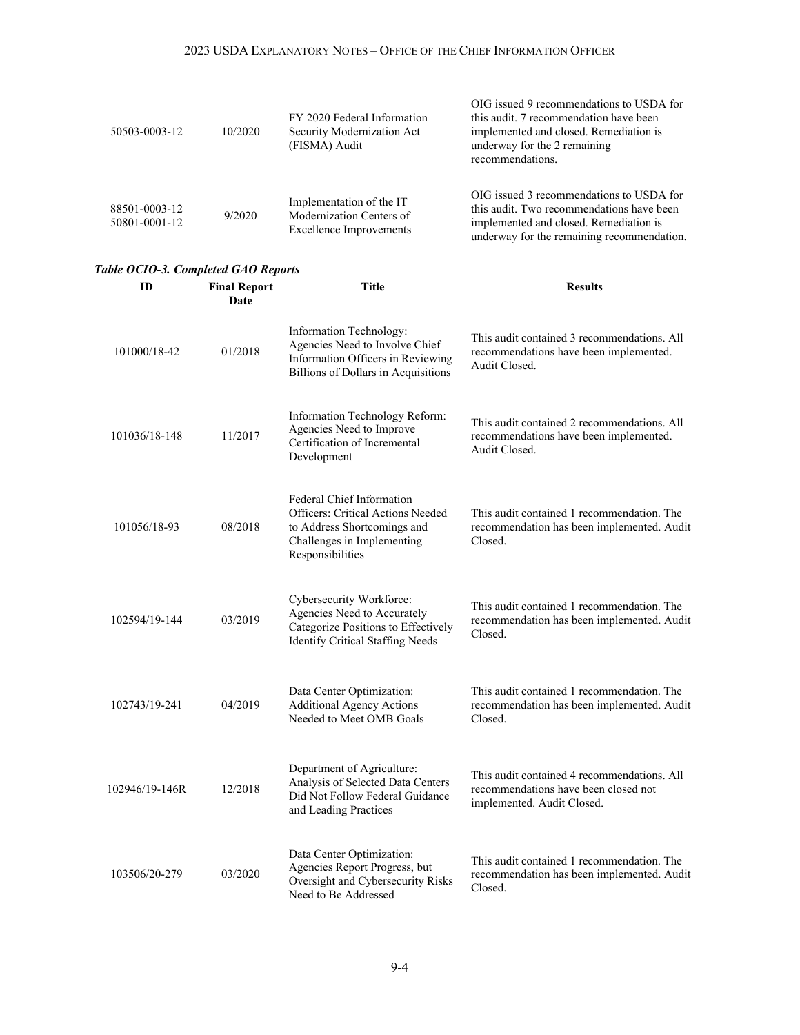| | | | |
|---|---|---|---|
| 50503-0003-12 | 10/2020 | FY 2020 Federal Information Security Modernization Act (FISMA) Audit | OIG issued 9 recommendations to USDA for this audit. 7 recommendation have been implemented and closed. Remediation is underway for the 2 remaining recommendations. |
| 88501-0003-12<br>50801-0001-12 | 9/2020 | Implementation of the IT Modernization Centers of Excellence Improvements | OIG issued 3 recommendations to USDA for this audit. Two recommendations have been implemented and closed. Remediation is underway for the remaining recommendation. |

***Table OCIO-3. Completed GAO Reports***

| ID | Final Report Date | Title | Results |
|---|---|---|---|
| 101000/18-42 | 01/2018 | Information Technology: Agencies Need to Involve Chief Information Officers in Reviewing Billions of Dollars in Acquisitions | This audit contained 3 recommendations. All recommendations have been implemented. Audit Closed. |
| 101036/18-148 | 11/2017 | Information Technology Reform: Agencies Need to Improve Certification of Incremental Development | This audit contained 2 recommendations. All recommendations have been implemented. Audit Closed. |
| 101056/18-93 | 08/2018 | Federal Chief Information Officers: Critical Actions Needed to Address Shortcomings and Challenges in Implementing Responsibilities | This audit contained 1 recommendation. The recommendation has been implemented. Audit Closed. |
| 102594/19-144 | 03/2019 | Cybersecurity Workforce: Agencies Need to Accurately Categorize Positions to Effectively Identify Critical Staffing Needs | This audit contained 1 recommendation. The recommendation has been implemented. Audit Closed. |
| 102743/19-241 | 04/2019 | Data Center Optimization: Additional Agency Actions Needed to Meet OMB Goals | This audit contained 1 recommendation. The recommendation has been implemented. Audit Closed. |
| 102946/19-146R | 12/2018 | Department of Agriculture: Analysis of Selected Data Centers Did Not Follow Federal Guidance and Leading Practices | This audit contained 4 recommendations. All recommendations have been closed not implemented. Audit Closed. |
| 103506/20-279 | 03/2020 | Data Center Optimization: Agencies Report Progress, but Oversight and Cybersecurity Risks Need to Be Addressed | This audit contained 1 recommendation. The recommendation has been implemented. Audit Closed. |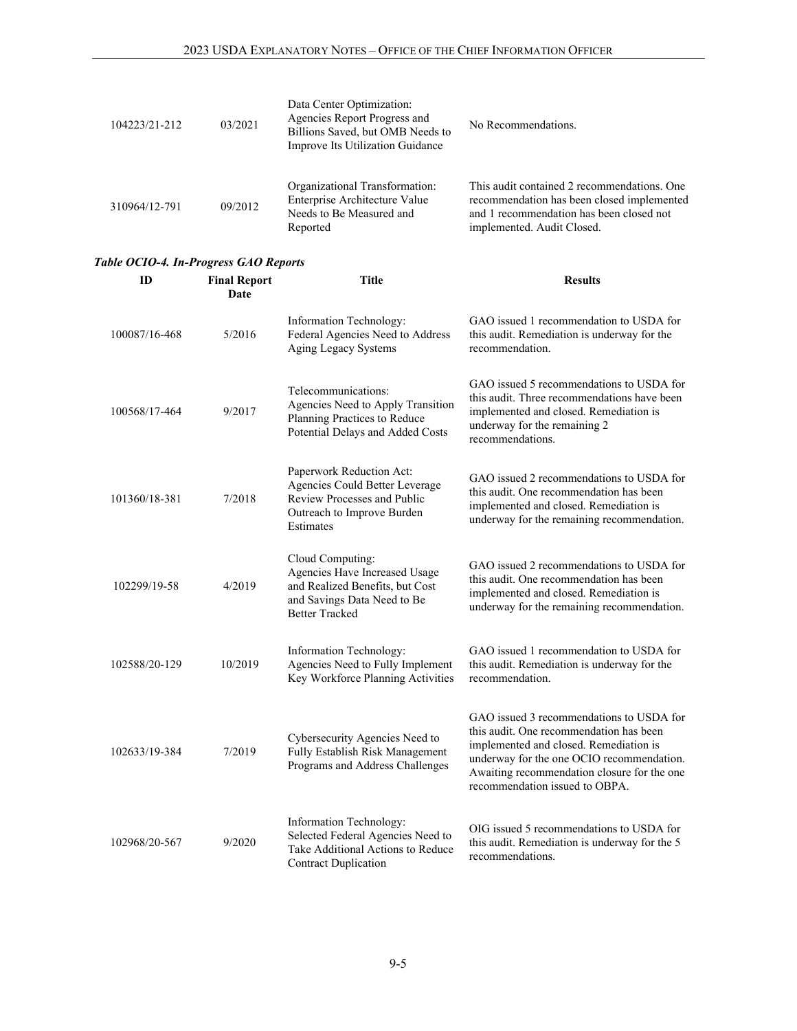| | | | |
|---|---|---|---|
| 104223/21-212 | 03/2021 | Data Center Optimization: Agencies Report Progress and Billions Saved, but OMB Needs to Improve Its Utilization Guidance | No Recommendations. |
| 310964/12-791 | 09/2012 | Organizational Transformation: Enterprise Architecture Value Needs to Be Measured and Reported | This audit contained 2 recommendations. One recommendation has been closed implemented and 1 recommendation has been closed not implemented. Audit Closed. |

***Table OCIO-4. In-Progress GAO Reports***

| ID | Final Report Date | Title | Results |
|---|---|---|---|
| 100087/16-468 | 5/2016 | Information Technology: Federal Agencies Need to Address Aging Legacy Systems | GAO issued 1 recommendation to USDA for this audit. Remediation is underway for the recommendation. |
| 100568/17-464 | 9/2017 | Telecommunications: Agencies Need to Apply Transition Planning Practices to Reduce Potential Delays and Added Costs | GAO issued 5 recommendations to USDA for this audit. Three recommendations have been implemented and closed. Remediation is underway for the remaining 2 recommendations. |
| 101360/18-381 | 7/2018 | Paperwork Reduction Act: Agencies Could Better Leverage Review Processes and Public Outreach to Improve Burden Estimates | GAO issued 2 recommendations to USDA for this audit. One recommendation has been implemented and closed. Remediation is underway for the remaining recommendation. |
| 102299/19-58 | 4/2019 | Cloud Computing: Agencies Have Increased Usage and Realized Benefits, but Cost and Savings Data Need to Be Better Tracked | GAO issued 2 recommendations to USDA for this audit. One recommendation has been implemented and closed. Remediation is underway for the remaining recommendation. |
| 102588/20-129 | 10/2019 | Information Technology: Agencies Need to Fully Implement Key Workforce Planning Activities | GAO issued 1 recommendation to USDA for this audit. Remediation is underway for the recommendation. |
| 102633/19-384 | 7/2019 | Cybersecurity Agencies Need to Fully Establish Risk Management Programs and Address Challenges | GAO issued 3 recommendations to USDA for this audit. One recommendation has been implemented and closed. Remediation is underway for the one OCIO recommendation. Awaiting recommendation closure for the one recommendation issued to OBPA. |
| 102968/20-567 | 9/2020 | Information Technology: Selected Federal Agencies Need to Take Additional Actions to Reduce Contract Duplication | OIG issued 5 recommendations to USDA for this audit. Remediation is underway for the 5 recommendations. |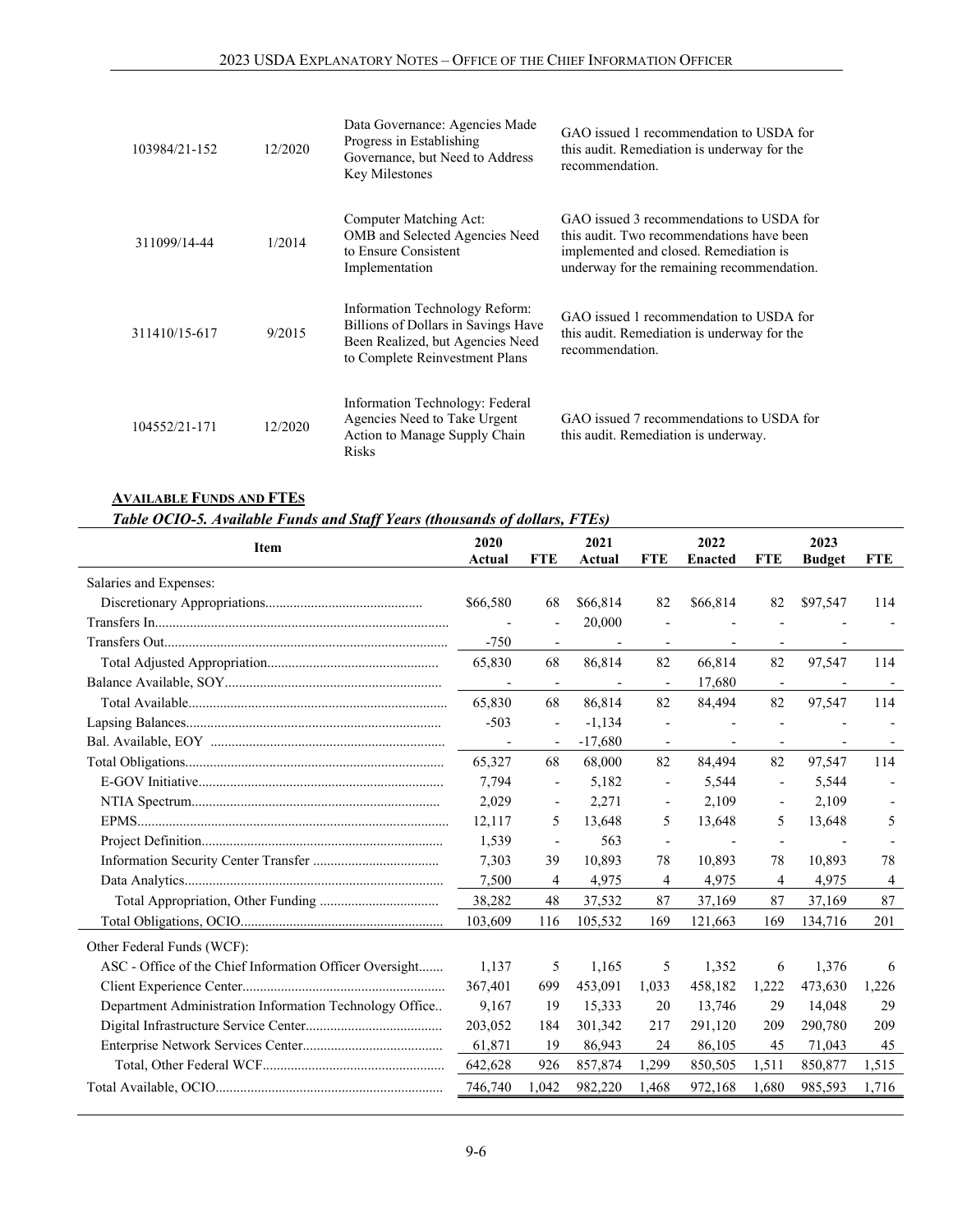| | | | |
|---|---|---|---|
| 103984/21-152 | 12/2020 | Data Governance: Agencies Made Progress in Establishing Governance, but Need to Address Key Milestones | GAO issued 1 recommendation to USDA for this audit. Remediation is underway for the recommendation. |
| 311099/14-44 | 1/2014 | Computer Matching Act: OMB and Selected Agencies Need to Ensure Consistent Implementation | GAO issued 3 recommendations to USDA for this audit. Two recommendations have been implemented and closed. Remediation is underway for the remaining recommendation. |
| 311410/15-617 | 9/2015 | Information Technology Reform: Billions of Dollars in Savings Have Been Realized, but Agencies Need to Complete Reinvestment Plans | GAO issued 1 recommendation to USDA for this audit. Remediation is underway for the recommendation. |
| 104552/21-171 | 12/2020 | Information Technology: Federal Agencies Need to Take Urgent Action to Manage Supply Chain Risks | GAO issued 7 recommendations to USDA for this audit. Remediation is underway. |

## AVAILABLE FUNDS AND FTES

*Table OCIO-5. Available Funds and Staff Years (thousands of dollars, FTEs)*

| Item | 2020 Actual | FTE | 2021 Actual | FTE | 2022 Enacted | FTE | 2023 Budget | FTE |
|---|---|---|---|---|---|---|---|---|
| Salaries and Expenses: | | | | | | | | |
| Discretionary Appropriations | $66,580 | 68 | $66,814 | 82 | $66,814 | 82 | $97,547 | 114 |
| Transfers In | - | - | 20,000 | - | - | - | - | - |
| Transfers Out | -750 | - | - | - | - | - | - | |
| Total Adjusted Appropriation | 65,830 | 68 | 86,814 | 82 | 66,814 | 82 | 97,547 | 114 |
| Balance Available, SOY | - | - | - | - | 17,680 | - | - | - |
| Total Available | 65,830 | 68 | 86,814 | 82 | 84,494 | 82 | 97,547 | 114 |
| Lapsing Balances | -503 | - | -1,134 | - | - | - | - | - |
| Bal. Available, EOY | - | - | -17,680 | - | - | - | - | - |
| Total Obligations | 65,327 | 68 | 68,000 | 82 | 84,494 | 82 | 97,547 | 114 |
| E-GOV Initiative | 7,794 | - | 5,182 | - | 5,544 | - | 5,544 | - |
| NTIA Spectrum | 2,029 | - | 2,271 | - | 2,109 | - | 2,109 | - |
| EPMS | 12,117 | 5 | 13,648 | 5 | 13,648 | 5 | 13,648 | 5 |
| Project Definition | 1,539 | - | 563 | - | - | - | - | - |
| Information Security Center Transfer | 7,303 | 39 | 10,893 | 78 | 10,893 | 78 | 10,893 | 78 |
| Data Analytics | 7,500 | 4 | 4,975 | 4 | 4,975 | 4 | 4,975 | 4 |
| Total Appropriation, Other Funding | 38,282 | 48 | 37,532 | 87 | 37,169 | 87 | 37,169 | 87 |
| Total Obligations, OCIO | 103,609 | 116 | 105,532 | 169 | 121,663 | 169 | 134,716 | 201 |
| Other Federal Funds (WCF): | | | | | | | | |
| ASC - Office of the Chief Information Officer Oversight | 1,137 | 5 | 1,165 | 5 | 1,352 | 6 | 1,376 | 6 |
| Client Experience Center | 367,401 | 699 | 453,091 | 1,033 | 458,182 | 1,222 | 473,630 | 1,226 |
| Department Administration Information Technology Office | 9,167 | 19 | 15,333 | 20 | 13,746 | 29 | 14,048 | 29 |
| Digital Infrastructure Service Center | 203,052 | 184 | 301,342 | 217 | 291,120 | 209 | 290,780 | 209 |
| Enterprise Network Services Center | 61,871 | 19 | 86,943 | 24 | 86,105 | 45 | 71,043 | 45 |
| Total, Other Federal WCF | 642,628 | 926 | 857,874 | 1,299 | 850,505 | 1,511 | 850,877 | 1,515 |
| Total Available, OCIO | 746,740 | 1,042 | 982,220 | 1,468 | 972,168 | 1,680 | 985,593 | 1,716 |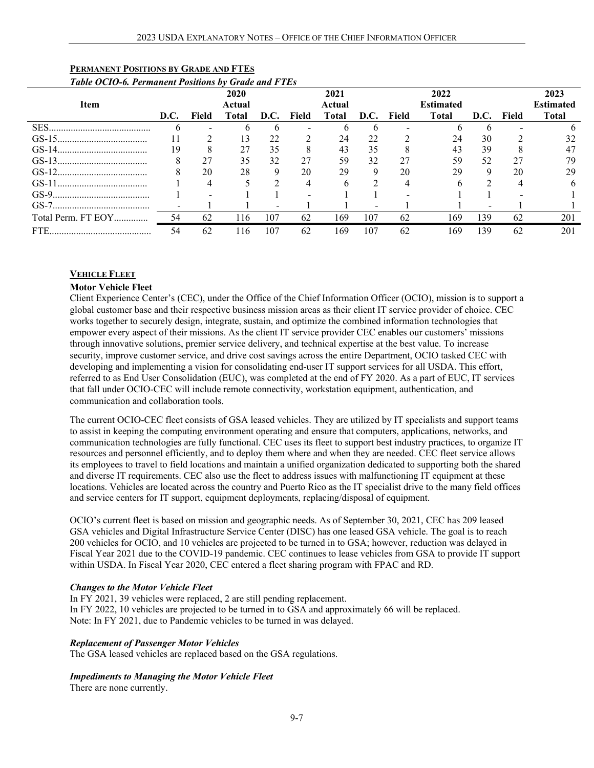## PERMANENT POSITIONS BY GRADE AND FTES

*Table OCIO-6. Permanent Positions by Grade and FTEs*

| Item | D.C. | Field | 2020 Actual Total | D.C. | Field | 2021 Actual Total | D.C. | Field | 2022 Estimated Total | D.C. | Field | 2023 Estimated Total |
|---|---|---|---|---|---|---|---|---|---|---|---|---|
| SES | 6 | - | 6 | 6 | - | 6 | 6 | - | 6 | 6 | - | 6 |
| GS-15 | 11 | 2 | 13 | 22 | 2 | 24 | 22 | 2 | 24 | 30 | 2 | 32 |
| GS-14 | 19 | 8 | 27 | 35 | 8 | 43 | 35 | 8 | 43 | 39 | 8 | 47 |
| GS-13 | 8 | 27 | 35 | 32 | 27 | 59 | 32 | 27 | 59 | 52 | 27 | 79 |
| GS-12 | 8 | 20 | 28 | 9 | 20 | 29 | 9 | 20 | 29 | 9 | 20 | 29 |
| GS-11 | 1 | 4 | 5 | 2 | 4 | 6 | 2 | 4 | 6 | 2 | 4 | 6 |
| GS-9 | 1 | - | 1 | 1 | - | 1 | 1 | - | 1 | 1 | - | 1 |
| GS-7 | - | 1 | 1 | - | 1 | 1 | - | 1 | 1 | - | 1 | 1 |
| Total Perm. FT EOY | 54 | 62 | 116 | 107 | 62 | 169 | 107 | 62 | 169 | 139 | 62 | 201 |
| FTE | 54 | 62 | 116 | 107 | 62 | 169 | 107 | 62 | 169 | 139 | 62 | 201 |

## VEHICLE FLEET

### Motor Vehicle Fleet

Client Experience Center's (CEC), under the Office of the Chief Information Officer (OCIO), mission is to support a global customer base and their respective business mission areas as their client IT service provider of choice. CEC works together to securely design, integrate, sustain, and optimize the combined information technologies that empower every aspect of their missions. As the client IT service provider CEC enables our customers' missions through innovative solutions, premier service delivery, and technical expertise at the best value. To increase security, improve customer service, and drive cost savings across the entire Department, OCIO tasked CEC with developing and implementing a vision for consolidating end-user IT support services for all USDA. This effort, referred to as End User Consolidation (EUC), was completed at the end of FY 2020. As a part of EUC, IT services that fall under OCIO-CEC will include remote connectivity, workstation equipment, authentication, and communication and collaboration tools.

The current OCIO-CEC fleet consists of GSA leased vehicles. They are utilized by IT specialists and support teams to assist in keeping the computing environment operating and ensure that computers, applications, networks, and communication technologies are fully functional. CEC uses its fleet to support best industry practices, to organize IT resources and personnel efficiently, and to deploy them where and when they are needed. CEC fleet service allows its employees to travel to field locations and maintain a unified organization dedicated to supporting both the shared and diverse IT requirements. CEC also use the fleet to address issues with malfunctioning IT equipment at these locations. Vehicles are located across the country and Puerto Rico as the IT specialist drive to the many field offices and service centers for IT support, equipment deployments, replacing/disposal of equipment.

OCIO's current fleet is based on mission and geographic needs. As of September 30, 2021, CEC has 209 leased GSA vehicles and Digital Infrastructure Service Center (DISC) has one leased GSA vehicle. The goal is to reach 200 vehicles for OCIO, and 10 vehicles are projected to be turned in to GSA; however, reduction was delayed in Fiscal Year 2021 due to the COVID-19 pandemic. CEC continues to lease vehicles from GSA to provide IT support within USDA. In Fiscal Year 2020, CEC entered a fleet sharing program with FPAC and RD.

#### *Changes to the Motor Vehicle Fleet*

In FY 2021, 39 vehicles were replaced, 2 are still pending replacement.
In FY 2022, 10 vehicles are projected to be turned in to GSA and approximately 66 will be replaced.
Note: In FY 2021, due to Pandemic vehicles to be turned in was delayed.

#### *Replacement of Passenger Motor Vehicles*

The GSA leased vehicles are replaced based on the GSA regulations.

#### *Impediments to Managing the Motor Vehicle Fleet*

There are none currently.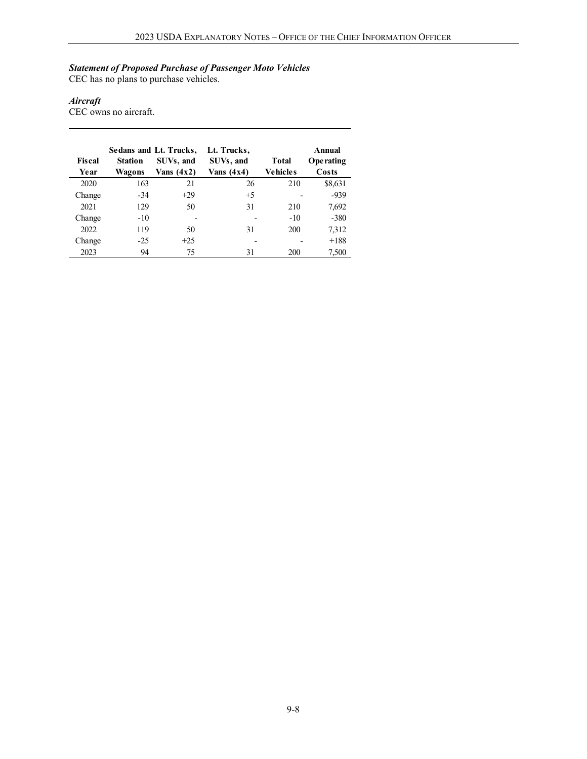***Statement of Proposed Purchase of Passenger Moto Vehicles***
CEC has no plans to purchase vehicles.

***Aircraft***
CEC owns no aircraft.

| Fiscal Year | Sedans and Station Wagons | Lt. Trucks, SUVs, and Vans (4x2) | Lt. Trucks, SUVs, and Vans (4x4) | Total Vehicles | Annual Operating Costs |
|---|---|---|---|---|---|
| 2020 | 163 | 21 | 26 | 210 | $8,631 |
| Change | -34 | +29 | +5 | - | -939 |
| 2021 | 129 | 50 | 31 | 210 | 7,692 |
| Change | -10 | - | - | -10 | -380 |
| 2022 | 119 | 50 | 31 | 200 | 7,312 |
| Change | -25 | +25 | - | - | +188 |
| 2023 | 94 | 75 | 31 | 200 | 7,500 |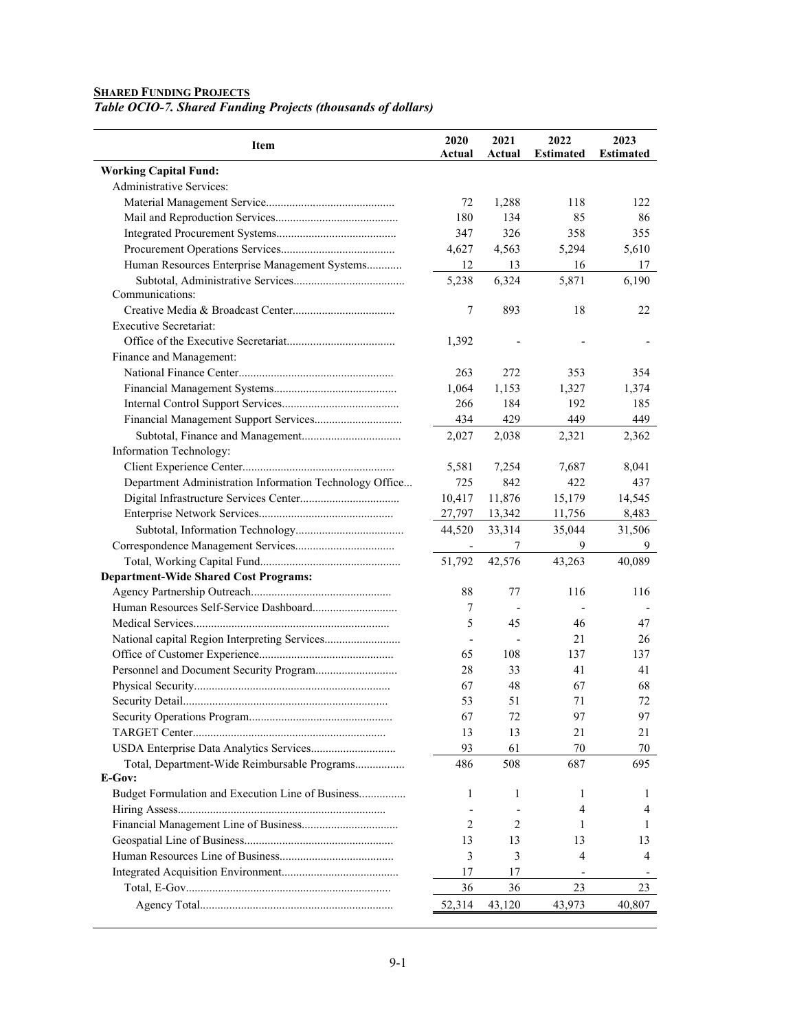**SHARED FUNDING PROJECTS**

*Table OCIO-7. Shared Funding Projects (thousands of dollars)*

| Item | 2020 Actual | 2021 Actual | 2022 Estimated | 2023 Estimated |
|---|---|---|---|---|
| **Working Capital Fund:** | | | | |
| Administrative Services: | | | | |
| Material Management Service | 72 | 1,288 | 118 | 122 |
| Mail and Reproduction Services | 180 | 134 | 85 | 86 |
| Integrated Procurement Systems | 347 | 326 | 358 | 355 |
| Procurement Operations Services | 4,627 | 4,563 | 5,294 | 5,610 |
| Human Resources Enterprise Management Systems | 12 | 13 | 16 | 17 |
| Subtotal, Administrative Services | 5,238 | 6,324 | 5,871 | 6,190 |
| Communications: | | | | |
| Creative Media & Broadcast Center | 7 | 893 | 18 | 22 |
| Executive Secretariat: | | | | |
| Office of the Executive Secretariat | 1,392 | - | - | - |
| Finance and Management: | | | | |
| National Finance Center | 263 | 272 | 353 | 354 |
| Financial Management Systems | 1,064 | 1,153 | 1,327 | 1,374 |
| Internal Control Support Services | 266 | 184 | 192 | 185 |
| Financial Management Support Services | 434 | 429 | 449 | 449 |
| Subtotal, Finance and Management | 2,027 | 2,038 | 2,321 | 2,362 |
| Information Technology: | | | | |
| Client Experience Center | 5,581 | 7,254 | 7,687 | 8,041 |
| Department Administration Information Technology Office | 725 | 842 | 422 | 437 |
| Digital Infrastructure Services Center | 10,417 | 11,876 | 15,179 | 14,545 |
| Enterprise Network Services | 27,797 | 13,342 | 11,756 | 8,483 |
| Subtotal, Information Technology | 44,520 | 33,314 | 35,044 | 31,506 |
| Correspondence Management Services | - | 7 | 9 | 9 |
| Total, Working Capital Fund | 51,792 | 42,576 | 43,263 | 40,089 |
| **Department-Wide Shared Cost Programs:** | | | | |
| Agency Partnership Outreach | 88 | 77 | 116 | 116 |
| Human Resources Self-Service Dashboard | 7 | - | - | - |
| Medical Services | 5 | 45 | 46 | 47 |
| National capital Region Interpreting Services | - | - | 21 | 26 |
| Office of Customer Experience | 65 | 108 | 137 | 137 |
| Personnel and Document Security Program | 28 | 33 | 41 | 41 |
| Physical Security | 67 | 48 | 67 | 68 |
| Security Detail | 53 | 51 | 71 | 72 |
| Security Operations Program | 67 | 72 | 97 | 97 |
| TARGET Center | 13 | 13 | 21 | 21 |
| USDA Enterprise Data Analytics Services | 93 | 61 | 70 | 70 |
| Total, Department-Wide Reimbursable Programs | 486 | 508 | 687 | 695 |
| **E-Gov:** | | | | |
| Budget Formulation and Execution Line of Business | 1 | 1 | 1 | 1 |
| Hiring Assess | - | - | 4 | 4 |
| Financial Management Line of Business | 2 | 2 | 1 | 1 |
| Geospatial Line of Business | 13 | 13 | 13 | 13 |
| Human Resources Line of Business | 3 | 3 | 4 | 4 |
| Integrated Acquisition Environment | 17 | 17 | - | - |
| Total, E-Gov | 36 | 36 | 23 | 23 |
| Agency Total | 52,314 | 43,120 | 43,973 | 40,807 |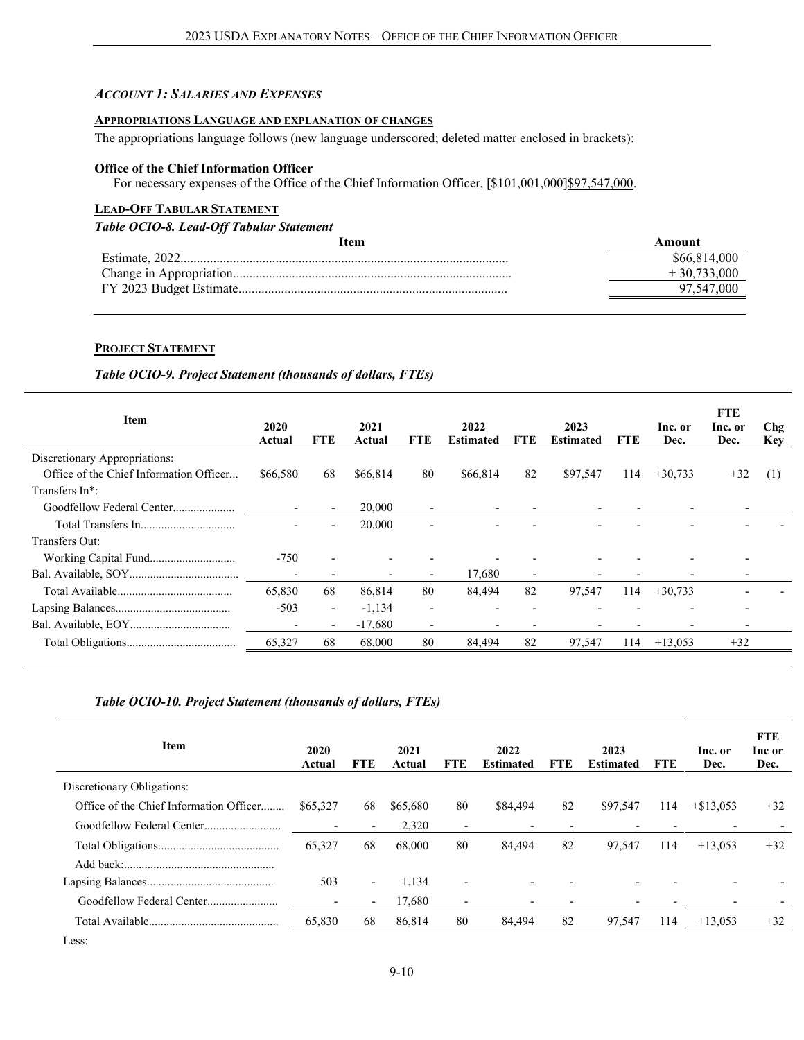### *Account 1: Salaries and Expenses*

**Appropriations Language and explanation of changes**

The appropriations language follows (new language underscored; deleted matter enclosed in brackets):

**Office of the Chief Information Officer**

For necessary expenses of the Office of the Chief Information Officer, [$101,001,000]<u>$97,547,000</u>.

**Lead-Off Tabular Statement**

***Table OCIO-8. Lead-Off Tabular Statement***

| Item | Amount |
|---|---|
| Estimate, 2022 | $66,814,000 |
| Change in Appropriation | + 30,733,000 |
| FY 2023 Budget Estimate | 97,547,000 |

**Project Statement**

***Table OCIO-9. Project Statement (thousands of dollars, FTEs)***

| Item | 2020 Actual | FTE | 2021 Actual | FTE | 2022 Estimated | FTE | 2023 Estimated | FTE | Inc. or Dec. | FTE Inc. or Dec. | Chg Key |
|---|---|---|---|---|---|---|---|---|---|---|---|
| Discretionary Appropriations: | | | | | | | | | | | |
| Office of the Chief Information Officer | $66,580 | 68 | $66,814 | 80 | $66,814 | 82 | $97,547 | 114 | +30,733 | +32 | (1) |
| Transfers In*: | | | | | | | | | | | |
| Goodfellow Federal Center | - | - | 20,000 | - | - | - | - | - | - | - | |
| Total Transfers In | - | - | 20,000 | - | - | - | - | - | - | - | - |
| Transfers Out: | | | | | | | | | | | |
| Working Capital Fund | -750 | - | - | - | - | - | - | - | - | - | |
| Bal. Available, SOY | - | - | - | - | 17,680 | - | - | - | - | - | |
| Total Available | 65,830 | 68 | 86,814 | 80 | 84,494 | 82 | 97,547 | 114 | +30,733 | - | - |
| Lapsing Balances | -503 | - | -1,134 | - | - | - | - | - | - | - | |
| Bal. Available, EOY | - | - | -17,680 | - | - | - | - | - | - | - | |
| Total Obligations | 65,327 | 68 | 68,000 | 80 | 84,494 | 82 | 97,547 | 114 | +13,053 | +32 | |

***Table OCIO-10. Project Statement (thousands of dollars, FTEs)***

| Item | 2020 Actual | FTE | 2021 Actual | FTE | 2022 Estimated | FTE | 2023 Estimated | FTE | Inc. or Dec. | FTE Inc or Dec. |
|---|---|---|---|---|---|---|---|---|---|---|
| Discretionary Obligations: | | | | | | | | | | |
| Office of the Chief Information Officer | $65,327 | 68 | $65,680 | 80 | $84,494 | 82 | $97,547 | 114 | +$13,053 | +32 |
| Goodfellow Federal Center | - | - | 2,320 | - | - | - | - | - | - | - |
| Total Obligations | 65,327 | 68 | 68,000 | 80 | 84,494 | 82 | 97,547 | 114 | +13,053 | +32 |
| Add back: | | | | | | | | | | |
| Lapsing Balances | 503 | - | 1,134 | - | - | - | - | - | - | - |
| Goodfellow Federal Center | - | - | 17,680 | - | - | - | - | - | - | - |
| Total Available | 65,830 | 68 | 86,814 | 80 | 84,494 | 82 | 97,547 | 114 | +13,053 | +32 |
| Less: | | | | | | | | | | |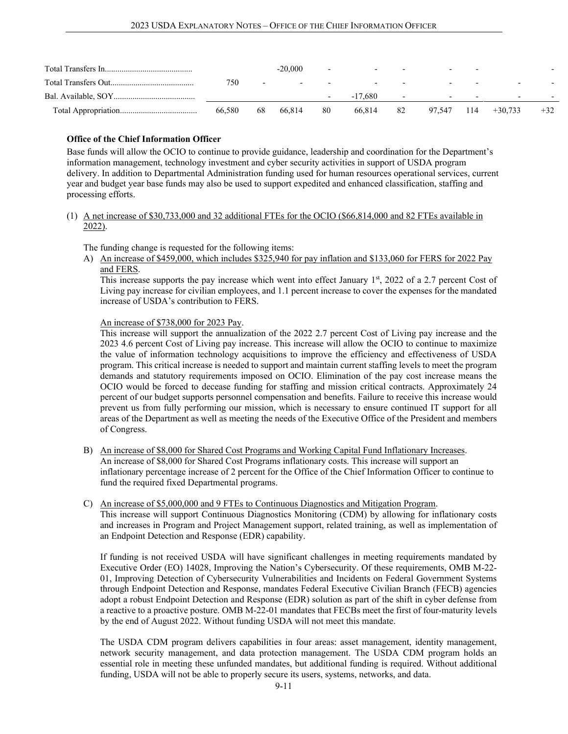| | | | | | | | | | | |
|---|---|---|---|---|---|---|---|---|---|---|
| Total Transfers In.......................................... | | | -20,000 | - | - | - | - | - | | - |
| Total Transfers Out........................................ | 750 | - | - | - | - | - | - | - | - | - |
| Bal. Available, SOY....................................... | | | | - | -17,680 | - | - | - | - | - |
| Total Appropriation..................................... | 66,580 | 68 | 66,814 | 80 | 66,814 | 82 | 97,547 | 114 | +30,733 | +32 |

**Office of the Chief Information Officer**

Base funds will allow the OCIO to continue to provide guidance, leadership and coordination for the Department's information management, technology investment and cyber security activities in support of USDA program delivery. In addition to Departmental Administration funding used for human resources operational services, current year and budget year base funds may also be used to support expedited and enhanced classification, staffing and processing efforts.

(1) A net increase of $30,733,000 and 32 additional FTEs for the OCIO ($66,814,000 and 82 FTEs available in 2022).

The funding change is requested for the following items:

A) An increase of $459,000, which includes $325,940 for pay inflation and $133,060 for FERS for 2022 Pay and FERS.

This increase supports the pay increase which went into effect January 1st, 2022 of a 2.7 percent Cost of Living pay increase for civilian employees, and 1.1 percent increase to cover the expenses for the mandated increase of USDA's contribution to FERS.

An increase of $738,000 for 2023 Pay.

This increase will support the annualization of the 2022 2.7 percent Cost of Living pay increase and the 2023 4.6 percent Cost of Living pay increase. This increase will allow the OCIO to continue to maximize the value of information technology acquisitions to improve the efficiency and effectiveness of USDA program. This critical increase is needed to support and maintain current staffing levels to meet the program demands and statutory requirements imposed on OCIO. Elimination of the pay cost increase means the OCIO would be forced to decease funding for staffing and mission critical contracts. Approximately 24 percent of our budget supports personnel compensation and benefits. Failure to receive this increase would prevent us from fully performing our mission, which is necessary to ensure continued IT support for all areas of the Department as well as meeting the needs of the Executive Office of the President and members of Congress.

B) An increase of $8,000 for Shared Cost Programs and Working Capital Fund Inflationary Increases.

An increase of $8,000 for Shared Cost Programs inflationary costs. This increase will support an inflationary percentage increase of 2 percent for the Office of the Chief Information Officer to continue to fund the required fixed Departmental programs.

C) An increase of $5,000,000 and 9 FTEs to Continuous Diagnostics and Mitigation Program.

This increase will support Continuous Diagnostics Monitoring (CDM) by allowing for inflationary costs and increases in Program and Project Management support, related training, as well as implementation of an Endpoint Detection and Response (EDR) capability.

If funding is not received USDA will have significant challenges in meeting requirements mandated by Executive Order (EO) 14028, Improving the Nation's Cybersecurity. Of these requirements, OMB M-22-01, Improving Detection of Cybersecurity Vulnerabilities and Incidents on Federal Government Systems through Endpoint Detection and Response, mandates Federal Executive Civilian Branch (FECB) agencies adopt a robust Endpoint Detection and Response (EDR) solution as part of the shift in cyber defense from a reactive to a proactive posture. OMB M-22-01 mandates that FECBs meet the first of four-maturity levels by the end of August 2022. Without funding USDA will not meet this mandate.

The USDA CDM program delivers capabilities in four areas: asset management, identity management, network security management, and data protection management. The USDA CDM program holds an essential role in meeting these unfunded mandates, but additional funding is required. Without additional funding, USDA will not be able to properly secure its users, systems, networks, and data.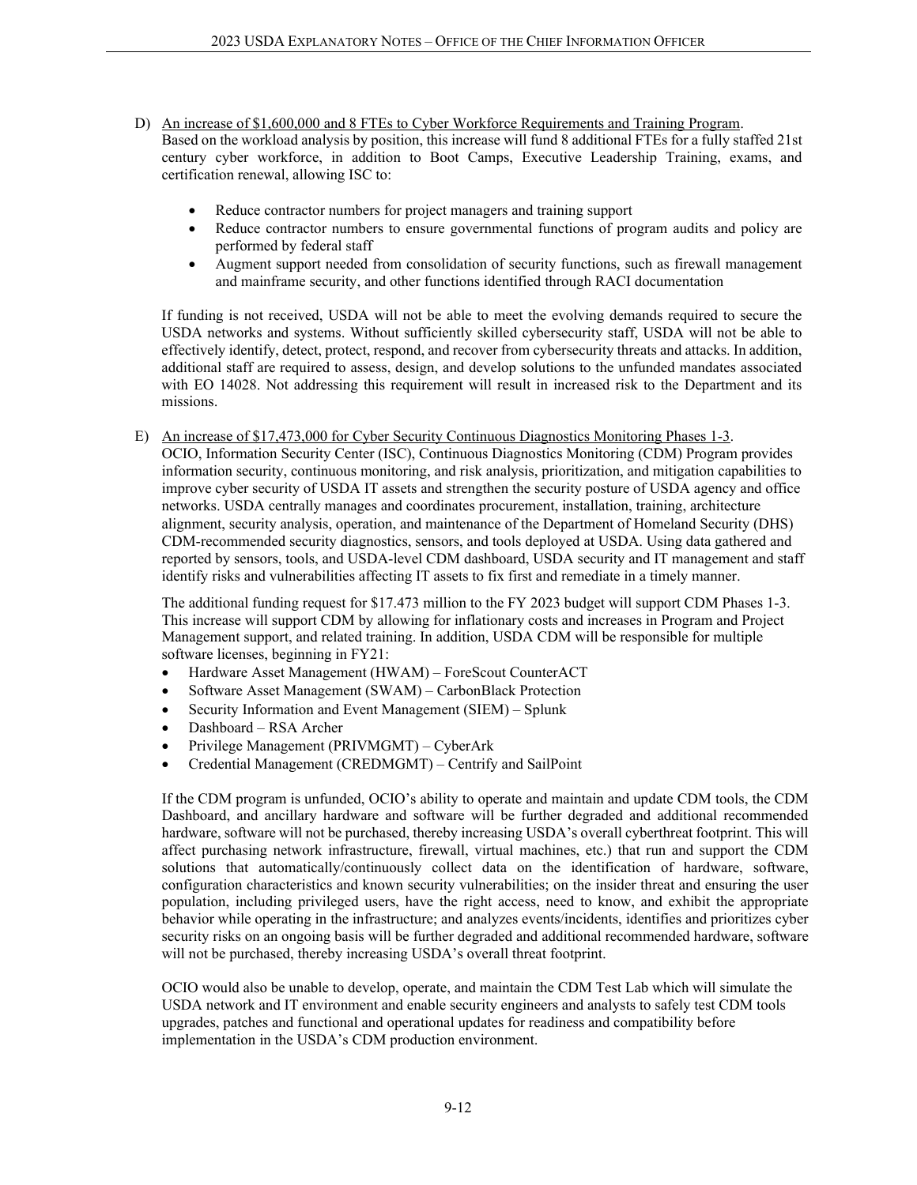D) An increase of $1,600,000 and 8 FTEs to Cyber Workforce Requirements and Training Program.
Based on the workload analysis by position, this increase will fund 8 additional FTEs for a fully staffed 21st century cyber workforce, in addition to Boot Camps, Executive Leadership Training, exams, and certification renewal, allowing ISC to:

- Reduce contractor numbers for project managers and training support
- Reduce contractor numbers to ensure governmental functions of program audits and policy are performed by federal staff
- Augment support needed from consolidation of security functions, such as firewall management and mainframe security, and other functions identified through RACI documentation

If funding is not received, USDA will not be able to meet the evolving demands required to secure the USDA networks and systems. Without sufficiently skilled cybersecurity staff, USDA will not be able to effectively identify, detect, protect, respond, and recover from cybersecurity threats and attacks. In addition, additional staff are required to assess, design, and develop solutions to the unfunded mandates associated with EO 14028. Not addressing this requirement will result in increased risk to the Department and its missions.

E) An increase of $17,473,000 for Cyber Security Continuous Diagnostics Monitoring Phases 1-3.
OCIO, Information Security Center (ISC), Continuous Diagnostics Monitoring (CDM) Program provides information security, continuous monitoring, and risk analysis, prioritization, and mitigation capabilities to improve cyber security of USDA IT assets and strengthen the security posture of USDA agency and office networks. USDA centrally manages and coordinates procurement, installation, training, architecture alignment, security analysis, operation, and maintenance of the Department of Homeland Security (DHS) CDM-recommended security diagnostics, sensors, and tools deployed at USDA. Using data gathered and reported by sensors, tools, and USDA-level CDM dashboard, USDA security and IT management and staff identify risks and vulnerabilities affecting IT assets to fix first and remediate in a timely manner.

The additional funding request for $17.473 million to the FY 2023 budget will support CDM Phases 1-3. This increase will support CDM by allowing for inflationary costs and increases in Program and Project Management support, and related training. In addition, USDA CDM will be responsible for multiple software licenses, beginning in FY21:

- Hardware Asset Management (HWAM) – ForeScout CounterACT
- Software Asset Management (SWAM) – CarbonBlack Protection
- Security Information and Event Management (SIEM) – Splunk
- Dashboard – RSA Archer
- Privilege Management (PRIVMGMT) – CyberArk
- Credential Management (CREDMGMT) – Centrify and SailPoint

If the CDM program is unfunded, OCIO's ability to operate and maintain and update CDM tools, the CDM Dashboard, and ancillary hardware and software will be further degraded and additional recommended hardware, software will not be purchased, thereby increasing USDA's overall cyberthreat footprint. This will affect purchasing network infrastructure, firewall, virtual machines, etc.) that run and support the CDM solutions that automatically/continuously collect data on the identification of hardware, software, configuration characteristics and known security vulnerabilities; on the insider threat and ensuring the user population, including privileged users, have the right access, need to know, and exhibit the appropriate behavior while operating in the infrastructure; and analyzes events/incidents, identifies and prioritizes cyber security risks on an ongoing basis will be further degraded and additional recommended hardware, software will not be purchased, thereby increasing USDA's overall threat footprint.

OCIO would also be unable to develop, operate, and maintain the CDM Test Lab which will simulate the USDA network and IT environment and enable security engineers and analysts to safely test CDM tools upgrades, patches and functional and operational updates for readiness and compatibility before implementation in the USDA's CDM production environment.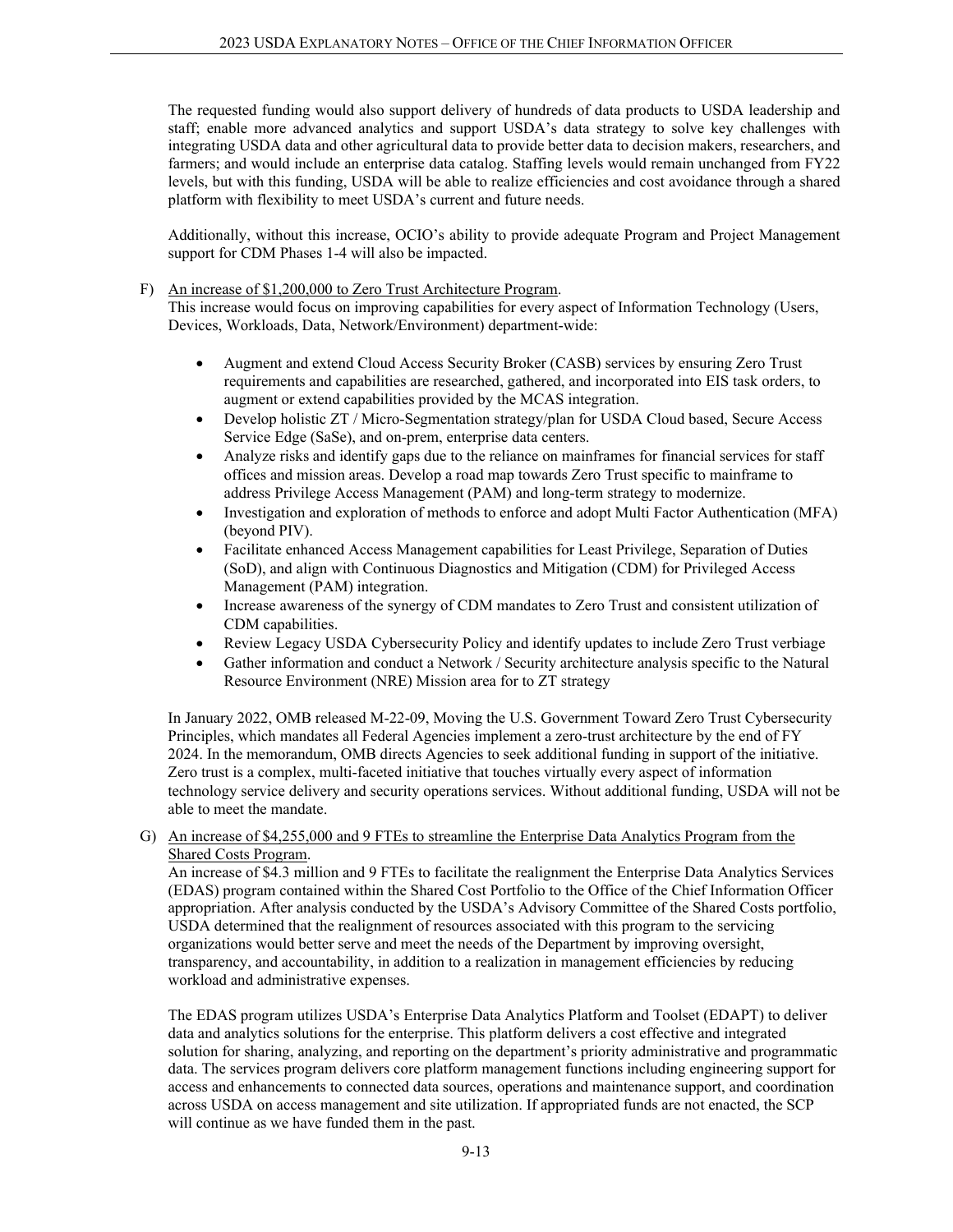The requested funding would also support delivery of hundreds of data products to USDA leadership and staff; enable more advanced analytics and support USDA's data strategy to solve key challenges with integrating USDA data and other agricultural data to provide better data to decision makers, researchers, and farmers; and would include an enterprise data catalog. Staffing levels would remain unchanged from FY22 levels, but with this funding, USDA will be able to realize efficiencies and cost avoidance through a shared platform with flexibility to meet USDA's current and future needs.

Additionally, without this increase, OCIO's ability to provide adequate Program and Project Management support for CDM Phases 1-4 will also be impacted.

F) <u>An increase of $1,200,000 to Zero Trust Architecture Program</u>.

This increase would focus on improving capabilities for every aspect of Information Technology (Users, Devices, Workloads, Data, Network/Environment) department-wide:

- Augment and extend Cloud Access Security Broker (CASB) services by ensuring Zero Trust requirements and capabilities are researched, gathered, and incorporated into EIS task orders, to augment or extend capabilities provided by the MCAS integration.
- Develop holistic ZT / Micro-Segmentation strategy/plan for USDA Cloud based, Secure Access Service Edge (SaSe), and on-prem, enterprise data centers.
- Analyze risks and identify gaps due to the reliance on mainframes for financial services for staff offices and mission areas. Develop a road map towards Zero Trust specific to mainframe to address Privilege Access Management (PAM) and long-term strategy to modernize.
- Investigation and exploration of methods to enforce and adopt Multi Factor Authentication (MFA) (beyond PIV).
- Facilitate enhanced Access Management capabilities for Least Privilege, Separation of Duties (SoD), and align with Continuous Diagnostics and Mitigation (CDM) for Privileged Access Management (PAM) integration.
- Increase awareness of the synergy of CDM mandates to Zero Trust and consistent utilization of CDM capabilities.
- Review Legacy USDA Cybersecurity Policy and identify updates to include Zero Trust verbiage
- Gather information and conduct a Network / Security architecture analysis specific to the Natural Resource Environment (NRE) Mission area for to ZT strategy

In January 2022, OMB released M-22-09, Moving the U.S. Government Toward Zero Trust Cybersecurity Principles, which mandates all Federal Agencies implement a zero-trust architecture by the end of FY 2024. In the memorandum, OMB directs Agencies to seek additional funding in support of the initiative. Zero trust is a complex, multi-faceted initiative that touches virtually every aspect of information technology service delivery and security operations services. Without additional funding, USDA will not be able to meet the mandate.

G) <u>An increase of $4,255,000 and 9 FTEs to streamline the Enterprise Data Analytics Program from the Shared Costs Program</u>.

An increase of $4.3 million and 9 FTEs to facilitate the realignment the Enterprise Data Analytics Services (EDAS) program contained within the Shared Cost Portfolio to the Office of the Chief Information Officer appropriation. After analysis conducted by the USDA's Advisory Committee of the Shared Costs portfolio, USDA determined that the realignment of resources associated with this program to the servicing organizations would better serve and meet the needs of the Department by improving oversight, transparency, and accountability, in addition to a realization in management efficiencies by reducing workload and administrative expenses.

The EDAS program utilizes USDA's Enterprise Data Analytics Platform and Toolset (EDAPT) to deliver data and analytics solutions for the enterprise. This platform delivers a cost effective and integrated solution for sharing, analyzing, and reporting on the department's priority administrative and programmatic data. The services program delivers core platform management functions including engineering support for access and enhancements to connected data sources, operations and maintenance support, and coordination across USDA on access management and site utilization. If appropriated funds are not enacted, the SCP will continue as we have funded them in the past.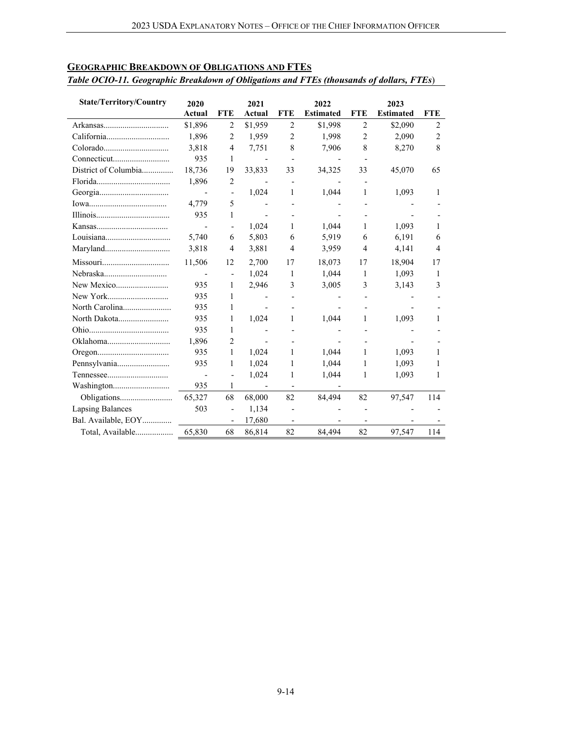## GEOGRAPHIC BREAKDOWN OF OBLIGATIONS AND FTES

***Table OCIO-11. Geographic Breakdown of Obligations and FTEs (thousands of dollars, FTEs)***

| State/Territory/Country | 2020 Actual | FTE | 2021 Actual | FTE | 2022 Estimated | FTE | 2023 Estimated | FTE |
|---|---|---|---|---|---|---|---|---|
| Arkansas | $1,896 | 2 | $1,959 | 2 | $1,998 | 2 | $2,090 | 2 |
| California | 1,896 | 2 | 1,959 | 2 | 1,998 | 2 | 2,090 | 2 |
| Colorado | 3,818 | 4 | 7,751 | 8 | 7,906 | 8 | 8,270 | 8 |
| Connecticut | 935 | 1 | - | - | - | - | | |
| District of Columbia | 18,736 | 19 | 33,833 | 33 | 34,325 | 33 | 45,070 | 65 |
| Florida | 1,896 | 2 | - | - | - | - | | |
| Georgia | - | - | 1,024 | 1 | 1,044 | 1 | 1,093 | 1 |
| Iowa | 4,779 | 5 | - | - | - | - | - | - |
| Illinois | 935 | 1 | - | - | - | - | - | - |
| Kansas | - | - | 1,024 | 1 | 1,044 | 1 | 1,093 | 1 |
| Louisiana | 5,740 | 6 | 5,803 | 6 | 5,919 | 6 | 6,191 | 6 |
| Maryland | 3,818 | 4 | 3,881 | 4 | 3,959 | 4 | 4,141 | 4 |
| Missouri | 11,506 | 12 | 2,700 | 17 | 18,073 | 17 | 18,904 | 17 |
| Nebraska | - | - | 1,024 | 1 | 1,044 | 1 | 1,093 | 1 |
| New Mexico | 935 | 1 | 2,946 | 3 | 3,005 | 3 | 3,143 | 3 |
| New York | 935 | 1 | - | - | - | - | - | - |
| North Carolina | 935 | 1 | - | - | - | - | - | - |
| North Dakota | 935 | 1 | 1,024 | 1 | 1,044 | 1 | 1,093 | 1 |
| Ohio | 935 | 1 | - | - | - | - | - | - |
| Oklahoma | 1,896 | 2 | - | - | - | - | - | - |
| Oregon | 935 | 1 | 1,024 | 1 | 1,044 | 1 | 1,093 | 1 |
| Pennsylvania | 935 | 1 | 1,024 | 1 | 1,044 | 1 | 1,093 | 1 |
| Tennessee | - | - | 1,024 | 1 | 1,044 | 1 | 1,093 | 1 |
| Washington | 935 | 1 | - | - | - | | | |
| Obligations | 65,327 | 68 | 68,000 | 82 | 84,494 | 82 | 97,547 | 114 |
| Lapsing Balances | 503 | - | 1,134 | - | - | - | - | - |
| Bal. Available, EOY | | - | 17,680 | - | - | - | - | - |
| Total, Available | 65,830 | 68 | 86,814 | 82 | 84,494 | 82 | 97,547 | 114 |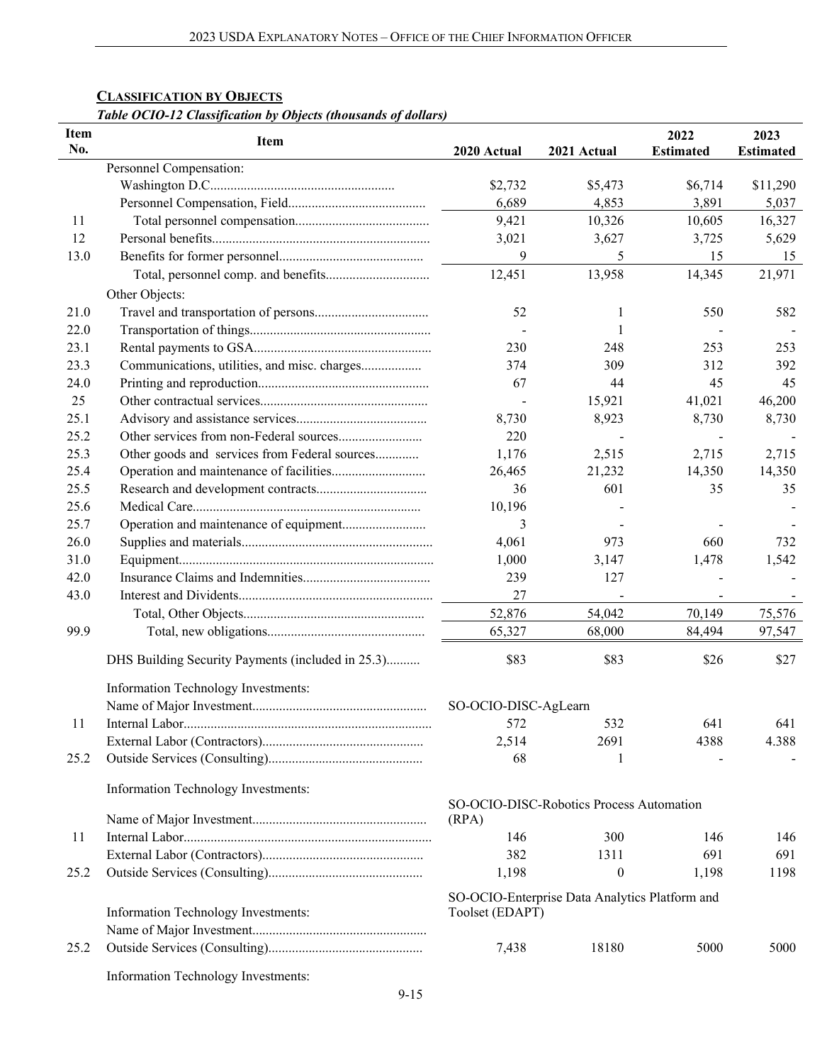## CLASSIFICATION BY OBJECTS

*Table OCIO-12 Classification by Objects (thousands of dollars)*

| Item No. | Item | 2020 Actual | 2021 Actual | 2022 Estimated | 2023 Estimated |
|---|---|---|---|---|---|
| | Personnel Compensation: | | | | |
| | Washington D.C. | $2,732 | $5,473 | $6,714 | $11,290 |
| | Personnel Compensation, Field | 6,689 | 4,853 | 3,891 | 5,037 |
| 11 | Total personnel compensation | 9,421 | 10,326 | 10,605 | 16,327 |
| 12 | Personal benefits | 3,021 | 3,627 | 3,725 | 5,629 |
| 13.0 | Benefits for former personnel | 9 | 5 | 15 | 15 |
| | Total, personnel comp. and benefits | 12,451 | 13,958 | 14,345 | 21,971 |
| | Other Objects: | | | | |
| 21.0 | Travel and transportation of persons | 52 | 1 | 550 | 582 |
| 22.0 | Transportation of things | - | 1 | - | - |
| 23.1 | Rental payments to GSA | 230 | 248 | 253 | 253 |
| 23.3 | Communications, utilities, and misc. charges | 374 | 309 | 312 | 392 |
| 24.0 | Printing and reproduction | 67 | 44 | 45 | 45 |
| 25 | Other contractual services | - | 15,921 | 41,021 | 46,200 |
| 25.1 | Advisory and assistance services | 8,730 | 8,923 | 8,730 | 8,730 |
| 25.2 | Other services from non-Federal sources | 220 | - | - | - |
| 25.3 | Other goods and services from Federal sources | 1,176 | 2,515 | 2,715 | 2,715 |
| 25.4 | Operation and maintenance of facilities | 26,465 | 21,232 | 14,350 | 14,350 |
| 25.5 | Research and development contracts | 36 | 601 | 35 | 35 |
| 25.6 | Medical Care | 10,196 | - | | - |
| 25.7 | Operation and maintenance of equipment | 3 | - | - | - |
| 26.0 | Supplies and materials | 4,061 | 973 | 660 | 732 |
| 31.0 | Equipment | 1,000 | 3,147 | 1,478 | 1,542 |
| 42.0 | Insurance Claims and Indemnities | 239 | 127 | - | - |
| 43.0 | Interest and Dividents | 27 | - | - | - |
| | Total, Other Objects | 52,876 | 54,042 | 70,149 | 75,576 |
| 99.9 | Total, new obligations | 65,327 | 68,000 | 84,494 | 97,547 |
| | | | | | |
| | DHS Building Security Payments (included in 25.3) | $83 | $83 | $26 | $27 |
| | | | | | |
| | Information Technology Investments: | | | | |
| | Name of Major Investment | SO-OCIO-DISC-AgLearn | | | |
| 11 | Internal Labor | 572 | 532 | 641 | 641 |
| | External Labor (Contractors) | 2,514 | 2691 | 4388 | 4.388 |
| 25.2 | Outside Services (Consulting) | 68 | 1 | - | - |
| | | | | | |
| | Information Technology Investments: | | | | |
| | Name of Major Investment | SO-OCIO-DISC-Robotics Process Automation (RPA) | | | |
| 11 | Internal Labor | 146 | 300 | 146 | 146 |
| | External Labor (Contractors) | 382 | 1311 | 691 | 691 |
| 25.2 | Outside Services (Consulting) | 1,198 | 0 | 1,198 | 1198 |
| | | | | | |
| | Information Technology Investments: | | | | |
| | Name of Major Investment | SO-OCIO-Enterprise Data Analytics Platform and Toolset (EDAPT) | | | |
| 25.2 | Outside Services (Consulting) | 7,438 | 18180 | 5000 | 5000 |
| | | | | | |
| | Information Technology Investments: | | | | |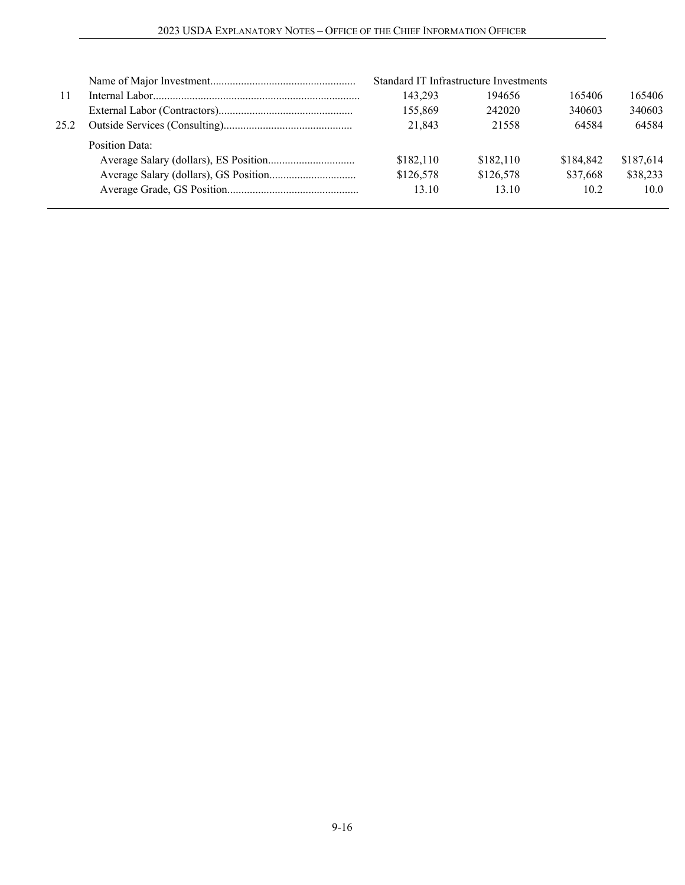| | | | | | |
|---|---|---|---|---|---|
| | Name of Major Investment | Standard IT Infrastructure Investments | | | |
| 11 | Internal Labor | 143,293 | 194656 | 165406 | 165406 |
| | External Labor (Contractors) | 155,869 | 242020 | 340603 | 340603 |
| 25.2 | Outside Services (Consulting) | 21,843 | 21558 | 64584 | 64584 |
| | Position Data: | | | | |
| | Average Salary (dollars), ES Position | $182,110 | $182,110 | $184,842 | $187,614 |
| | Average Salary (dollars), GS Position | $126,578 | $126,578 | $37,668 | $38,233 |
| | Average Grade, GS Position | 13.10 | 13.10 | 10.2 | 10.0 |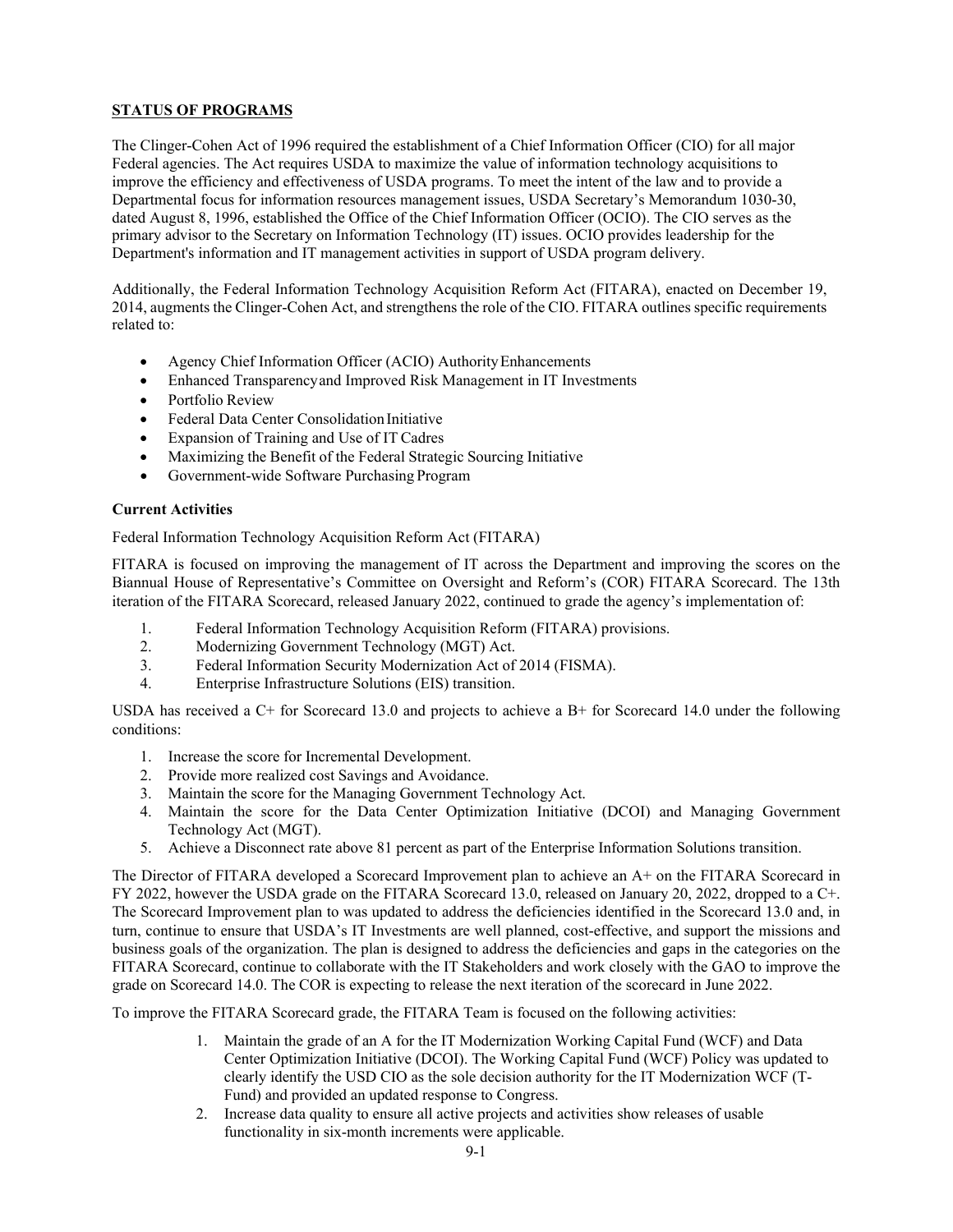## STATUS OF PROGRAMS

The Clinger-Cohen Act of 1996 required the establishment of a Chief Information Officer (CIO) for all major Federal agencies. The Act requires USDA to maximize the value of information technology acquisitions to improve the efficiency and effectiveness of USDA programs. To meet the intent of the law and to provide a Departmental focus for information resources management issues, USDA Secretary's Memorandum 1030-30, dated August 8, 1996, established the Office of the Chief Information Officer (OCIO). The CIO serves as the primary advisor to the Secretary on Information Technology (IT) issues. OCIO provides leadership for the Department's information and IT management activities in support of USDA program delivery.

Additionally, the Federal Information Technology Acquisition Reform Act (FITARA), enacted on December 19, 2014, augments the Clinger-Cohen Act, and strengthens the role of the CIO. FITARA outlines specific requirements related to:

- Agency Chief Information Officer (ACIO) Authority Enhancements
- Enhanced Transparency and Improved Risk Management in IT Investments
- Portfolio Review
- Federal Data Center Consolidation Initiative
- Expansion of Training and Use of IT Cadres
- Maximizing the Benefit of the Federal Strategic Sourcing Initiative
- Government-wide Software Purchasing Program

### Current Activities

Federal Information Technology Acquisition Reform Act (FITARA)

FITARA is focused on improving the management of IT across the Department and improving the scores on the Biannual House of Representative's Committee on Oversight and Reform's (COR) FITARA Scorecard. The 13th iteration of the FITARA Scorecard, released January 2022, continued to grade the agency's implementation of:

1. Federal Information Technology Acquisition Reform (FITARA) provisions.
2. Modernizing Government Technology (MGT) Act.
3. Federal Information Security Modernization Act of 2014 (FISMA).
4. Enterprise Infrastructure Solutions (EIS) transition.

USDA has received a C+ for Scorecard 13.0 and projects to achieve a B+ for Scorecard 14.0 under the following conditions:

1. Increase the score for Incremental Development.
2. Provide more realized cost Savings and Avoidance.
3. Maintain the score for the Managing Government Technology Act.
4. Maintain the score for the Data Center Optimization Initiative (DCOI) and Managing Government Technology Act (MGT).
5. Achieve a Disconnect rate above 81 percent as part of the Enterprise Information Solutions transition.

The Director of FITARA developed a Scorecard Improvement plan to achieve an A+ on the FITARA Scorecard in FY 2022, however the USDA grade on the FITARA Scorecard 13.0, released on January 20, 2022, dropped to a C+. The Scorecard Improvement plan to was updated to address the deficiencies identified in the Scorecard 13.0 and, in turn, continue to ensure that USDA's IT Investments are well planned, cost-effective, and support the missions and business goals of the organization. The plan is designed to address the deficiencies and gaps in the categories on the FITARA Scorecard, continue to collaborate with the IT Stakeholders and work closely with the GAO to improve the grade on Scorecard 14.0. The COR is expecting to release the next iteration of the scorecard in June 2022.

To improve the FITARA Scorecard grade, the FITARA Team is focused on the following activities:

1. Maintain the grade of an A for the IT Modernization Working Capital Fund (WCF) and Data Center Optimization Initiative (DCOI). The Working Capital Fund (WCF) Policy was updated to clearly identify the USD CIO as the sole decision authority for the IT Modernization WCF (T-Fund) and provided an updated response to Congress.
2. Increase data quality to ensure all active projects and activities show releases of usable functionality in six-month increments were applicable.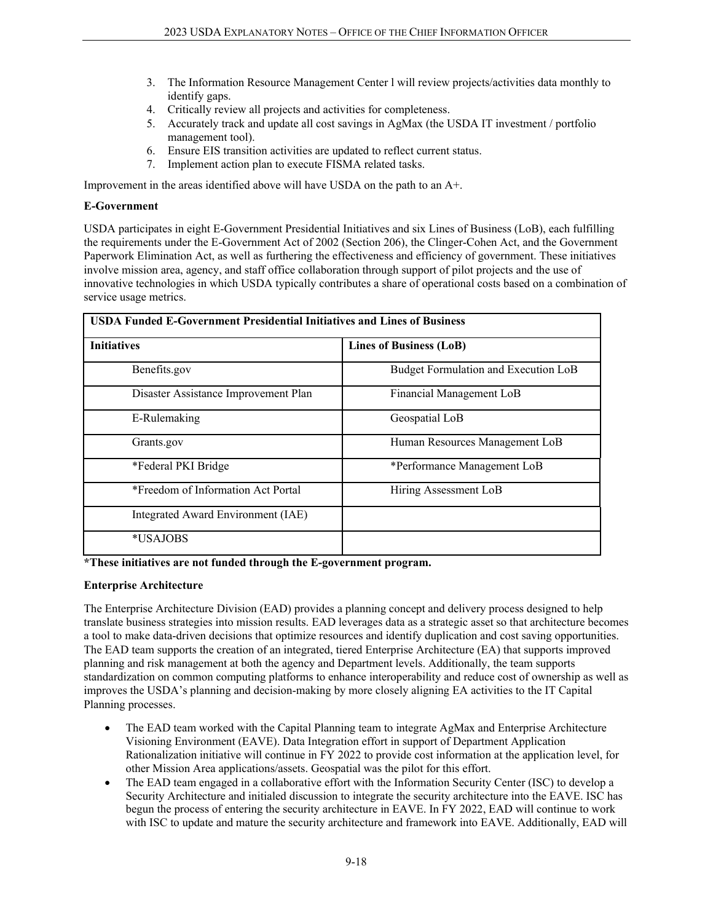3. The Information Resource Management Center l will review projects/activities data monthly to identify gaps.
4. Critically review all projects and activities for completeness.
5. Accurately track and update all cost savings in AgMax (the USDA IT investment / portfolio management tool).
6. Ensure EIS transition activities are updated to reflect current status.
7. Implement action plan to execute FISMA related tasks.

Improvement in the areas identified above will have USDA on the path to an A+.

**E-Government**

USDA participates in eight E-Government Presidential Initiatives and six Lines of Business (LoB), each fulfilling the requirements under the E-Government Act of 2002 (Section 206), the Clinger-Cohen Act, and the Government Paperwork Elimination Act, as well as furthering the effectiveness and efficiency of government. These initiatives involve mission area, agency, and staff office collaboration through support of pilot projects and the use of innovative technologies in which USDA typically contributes a share of operational costs based on a combination of service usage metrics.

| **USDA Funded E-Government Presidential Initiatives and Lines of Business** | |
|---|---|
| **Initiatives** | **Lines of Business (LoB)** |
| Benefits.gov | Budget Formulation and Execution LoB |
| Disaster Assistance Improvement Plan | Financial Management LoB |
| E-Rulemaking | Geospatial LoB |
| Grants.gov | Human Resources Management LoB |
| *Federal PKI Bridge | *Performance Management LoB |
| *Freedom of Information Act Portal | Hiring Assessment LoB |
| Integrated Award Environment (IAE) | |
| *USAJOBS | |

**\*These initiatives are not funded through the E-government program.**

**Enterprise Architecture**

The Enterprise Architecture Division (EAD) provides a planning concept and delivery process designed to help translate business strategies into mission results. EAD leverages data as a strategic asset so that architecture becomes a tool to make data-driven decisions that optimize resources and identify duplication and cost saving opportunities. The EAD team supports the creation of an integrated, tiered Enterprise Architecture (EA) that supports improved planning and risk management at both the agency and Department levels. Additionally, the team supports standardization on common computing platforms to enhance interoperability and reduce cost of ownership as well as improves the USDA's planning and decision-making by more closely aligning EA activities to the IT Capital Planning processes.

- The EAD team worked with the Capital Planning team to integrate AgMax and Enterprise Architecture Visioning Environment (EAVE). Data Integration effort in support of Department Application Rationalization initiative will continue in FY 2022 to provide cost information at the application level, for other Mission Area applications/assets. Geospatial was the pilot for this effort.
- The EAD team engaged in a collaborative effort with the Information Security Center (ISC) to develop a Security Architecture and initialed discussion to integrate the security architecture into the EAVE. ISC has begun the process of entering the security architecture in EAVE. In FY 2022, EAD will continue to work with ISC to update and mature the security architecture and framework into EAVE. Additionally, EAD will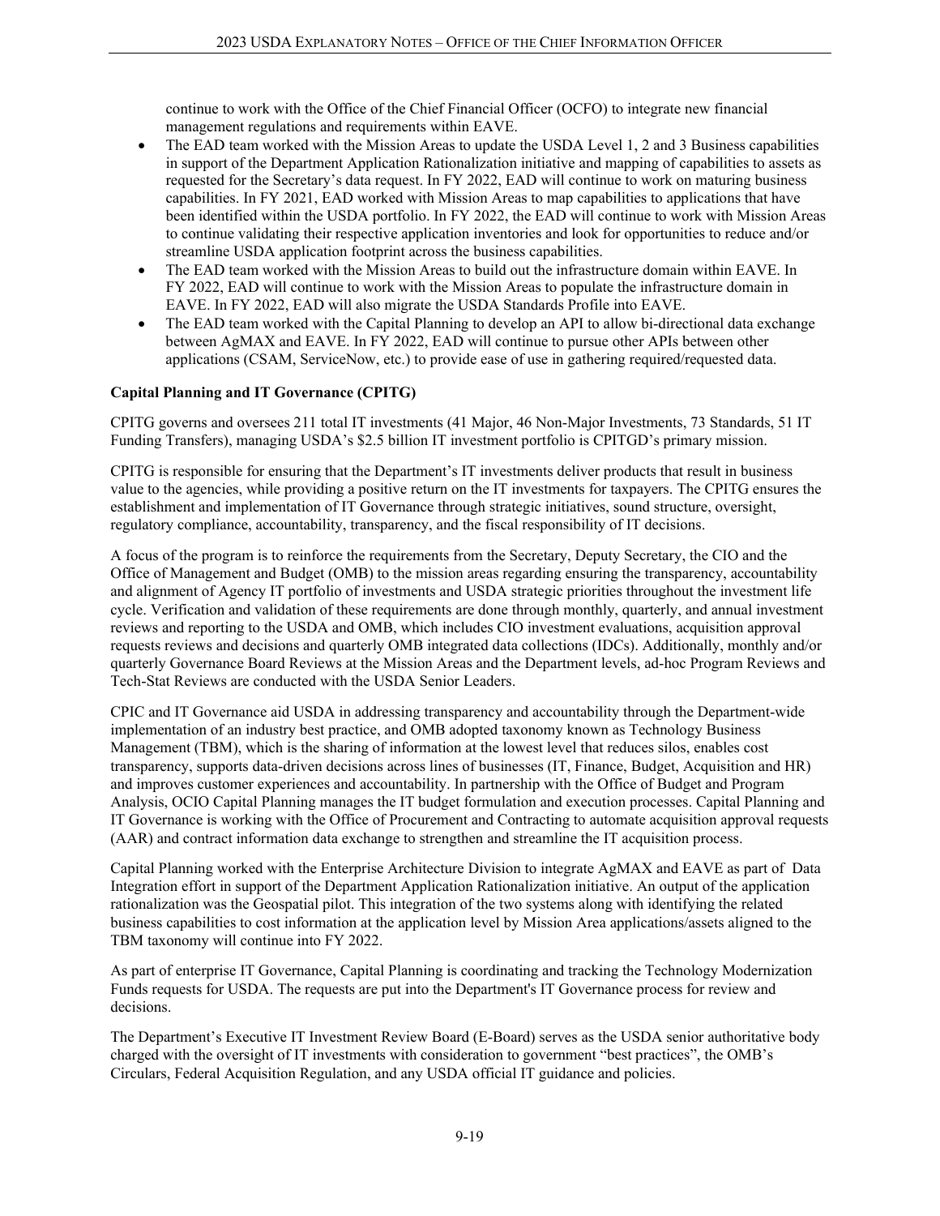continue to work with the Office of the Chief Financial Officer (OCFO) to integrate new financial management regulations and requirements within EAVE.

- The EAD team worked with the Mission Areas to update the USDA Level 1, 2 and 3 Business capabilities in support of the Department Application Rationalization initiative and mapping of capabilities to assets as requested for the Secretary's data request. In FY 2022, EAD will continue to work on maturing business capabilities. In FY 2021, EAD worked with Mission Areas to map capabilities to applications that have been identified within the USDA portfolio. In FY 2022, the EAD will continue to work with Mission Areas to continue validating their respective application inventories and look for opportunities to reduce and/or streamline USDA application footprint across the business capabilities.
- The EAD team worked with the Mission Areas to build out the infrastructure domain within EAVE. In FY 2022, EAD will continue to work with the Mission Areas to populate the infrastructure domain in EAVE. In FY 2022, EAD will also migrate the USDA Standards Profile into EAVE.
- The EAD team worked with the Capital Planning to develop an API to allow bi-directional data exchange between AgMAX and EAVE. In FY 2022, EAD will continue to pursue other APIs between other applications (CSAM, ServiceNow, etc.) to provide ease of use in gathering required/requested data.

**Capital Planning and IT Governance (CPITG)**

CPITG governs and oversees 211 total IT investments (41 Major, 46 Non-Major Investments, 73 Standards, 51 IT Funding Transfers), managing USDA's $2.5 billion IT investment portfolio is CPITGD's primary mission.

CPITG is responsible for ensuring that the Department's IT investments deliver products that result in business value to the agencies, while providing a positive return on the IT investments for taxpayers. The CPITG ensures the establishment and implementation of IT Governance through strategic initiatives, sound structure, oversight, regulatory compliance, accountability, transparency, and the fiscal responsibility of IT decisions.

A focus of the program is to reinforce the requirements from the Secretary, Deputy Secretary, the CIO and the Office of Management and Budget (OMB) to the mission areas regarding ensuring the transparency, accountability and alignment of Agency IT portfolio of investments and USDA strategic priorities throughout the investment life cycle. Verification and validation of these requirements are done through monthly, quarterly, and annual investment reviews and reporting to the USDA and OMB, which includes CIO investment evaluations, acquisition approval requests reviews and decisions and quarterly OMB integrated data collections (IDCs). Additionally, monthly and/or quarterly Governance Board Reviews at the Mission Areas and the Department levels, ad-hoc Program Reviews and Tech-Stat Reviews are conducted with the USDA Senior Leaders.

CPIC and IT Governance aid USDA in addressing transparency and accountability through the Department-wide implementation of an industry best practice, and OMB adopted taxonomy known as Technology Business Management (TBM), which is the sharing of information at the lowest level that reduces silos, enables cost transparency, supports data-driven decisions across lines of businesses (IT, Finance, Budget, Acquisition and HR) and improves customer experiences and accountability. In partnership with the Office of Budget and Program Analysis, OCIO Capital Planning manages the IT budget formulation and execution processes. Capital Planning and IT Governance is working with the Office of Procurement and Contracting to automate acquisition approval requests (AAR) and contract information data exchange to strengthen and streamline the IT acquisition process.

Capital Planning worked with the Enterprise Architecture Division to integrate AgMAX and EAVE as part of Data Integration effort in support of the Department Application Rationalization initiative. An output of the application rationalization was the Geospatial pilot. This integration of the two systems along with identifying the related business capabilities to cost information at the application level by Mission Area applications/assets aligned to the TBM taxonomy will continue into FY 2022.

As part of enterprise IT Governance, Capital Planning is coordinating and tracking the Technology Modernization Funds requests for USDA. The requests are put into the Department's IT Governance process for review and decisions.

The Department's Executive IT Investment Review Board (E-Board) serves as the USDA senior authoritative body charged with the oversight of IT investments with consideration to government "best practices", the OMB's Circulars, Federal Acquisition Regulation, and any USDA official IT guidance and policies.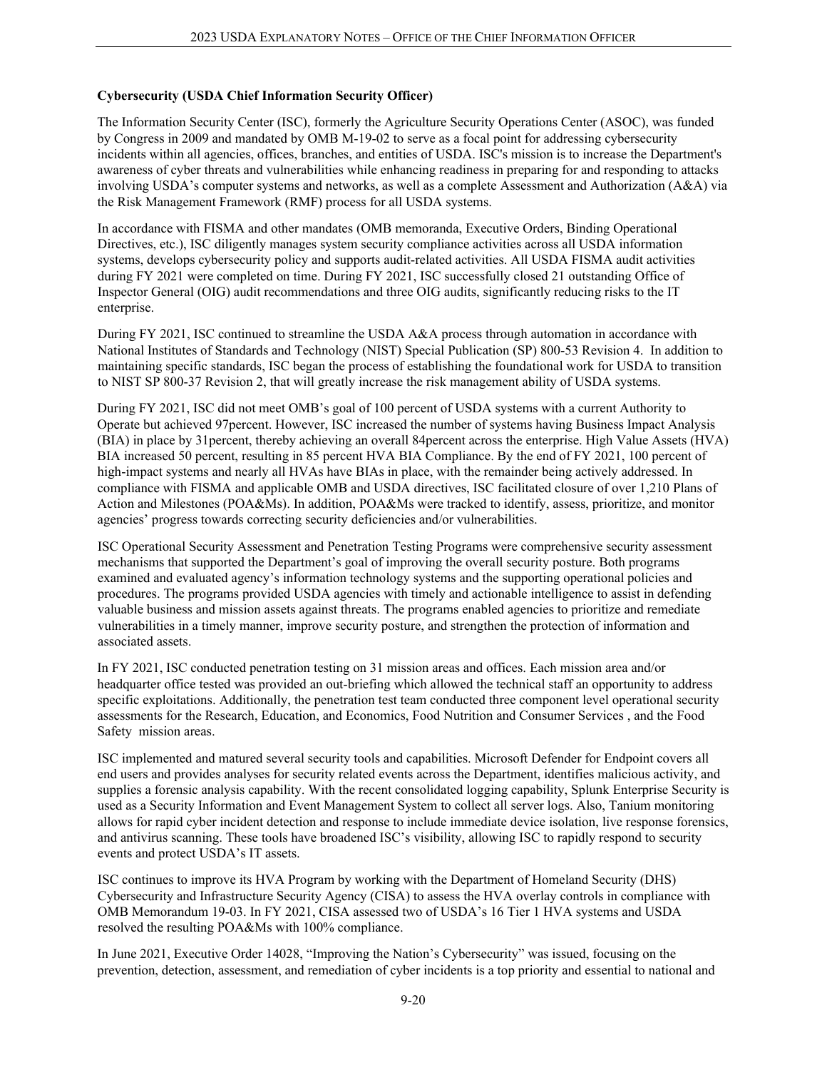**Cybersecurity (USDA Chief Information Security Officer)**

The Information Security Center (ISC), formerly the Agriculture Security Operations Center (ASOC), was funded by Congress in 2009 and mandated by OMB M-19-02 to serve as a focal point for addressing cybersecurity incidents within all agencies, offices, branches, and entities of USDA. ISC's mission is to increase the Department's awareness of cyber threats and vulnerabilities while enhancing readiness in preparing for and responding to attacks involving USDA's computer systems and networks, as well as a complete Assessment and Authorization (A&A) via the Risk Management Framework (RMF) process for all USDA systems.

In accordance with FISMA and other mandates (OMB memoranda, Executive Orders, Binding Operational Directives, etc.), ISC diligently manages system security compliance activities across all USDA information systems, develops cybersecurity policy and supports audit-related activities. All USDA FISMA audit activities during FY 2021 were completed on time. During FY 2021, ISC successfully closed 21 outstanding Office of Inspector General (OIG) audit recommendations and three OIG audits, significantly reducing risks to the IT enterprise.

During FY 2021, ISC continued to streamline the USDA A&A process through automation in accordance with National Institutes of Standards and Technology (NIST) Special Publication (SP) 800-53 Revision 4. In addition to maintaining specific standards, ISC began the process of establishing the foundational work for USDA to transition to NIST SP 800-37 Revision 2, that will greatly increase the risk management ability of USDA systems.

During FY 2021, ISC did not meet OMB's goal of 100 percent of USDA systems with a current Authority to Operate but achieved 97percent. However, ISC increased the number of systems having Business Impact Analysis (BIA) in place by 31percent, thereby achieving an overall 84percent across the enterprise. High Value Assets (HVA) BIA increased 50 percent, resulting in 85 percent HVA BIA Compliance. By the end of FY 2021, 100 percent of high-impact systems and nearly all HVAs have BIAs in place, with the remainder being actively addressed. In compliance with FISMA and applicable OMB and USDA directives, ISC facilitated closure of over 1,210 Plans of Action and Milestones (POA&Ms). In addition, POA&Ms were tracked to identify, assess, prioritize, and monitor agencies' progress towards correcting security deficiencies and/or vulnerabilities.

ISC Operational Security Assessment and Penetration Testing Programs were comprehensive security assessment mechanisms that supported the Department's goal of improving the overall security posture. Both programs examined and evaluated agency's information technology systems and the supporting operational policies and procedures. The programs provided USDA agencies with timely and actionable intelligence to assist in defending valuable business and mission assets against threats. The programs enabled agencies to prioritize and remediate vulnerabilities in a timely manner, improve security posture, and strengthen the protection of information and associated assets.

In FY 2021, ISC conducted penetration testing on 31 mission areas and offices. Each mission area and/or headquarter office tested was provided an out-briefing which allowed the technical staff an opportunity to address specific exploitations. Additionally, the penetration test team conducted three component level operational security assessments for the Research, Education, and Economics, Food Nutrition and Consumer Services , and the Food Safety mission areas.

ISC implemented and matured several security tools and capabilities. Microsoft Defender for Endpoint covers all end users and provides analyses for security related events across the Department, identifies malicious activity, and supplies a forensic analysis capability. With the recent consolidated logging capability, Splunk Enterprise Security is used as a Security Information and Event Management System to collect all server logs. Also, Tanium monitoring allows for rapid cyber incident detection and response to include immediate device isolation, live response forensics, and antivirus scanning. These tools have broadened ISC's visibility, allowing ISC to rapidly respond to security events and protect USDA's IT assets.

ISC continues to improve its HVA Program by working with the Department of Homeland Security (DHS) Cybersecurity and Infrastructure Security Agency (CISA) to assess the HVA overlay controls in compliance with OMB Memorandum 19-03. In FY 2021, CISA assessed two of USDA's 16 Tier 1 HVA systems and USDA resolved the resulting POA&Ms with 100% compliance.

In June 2021, Executive Order 14028, "Improving the Nation's Cybersecurity" was issued, focusing on the prevention, detection, assessment, and remediation of cyber incidents is a top priority and essential to national and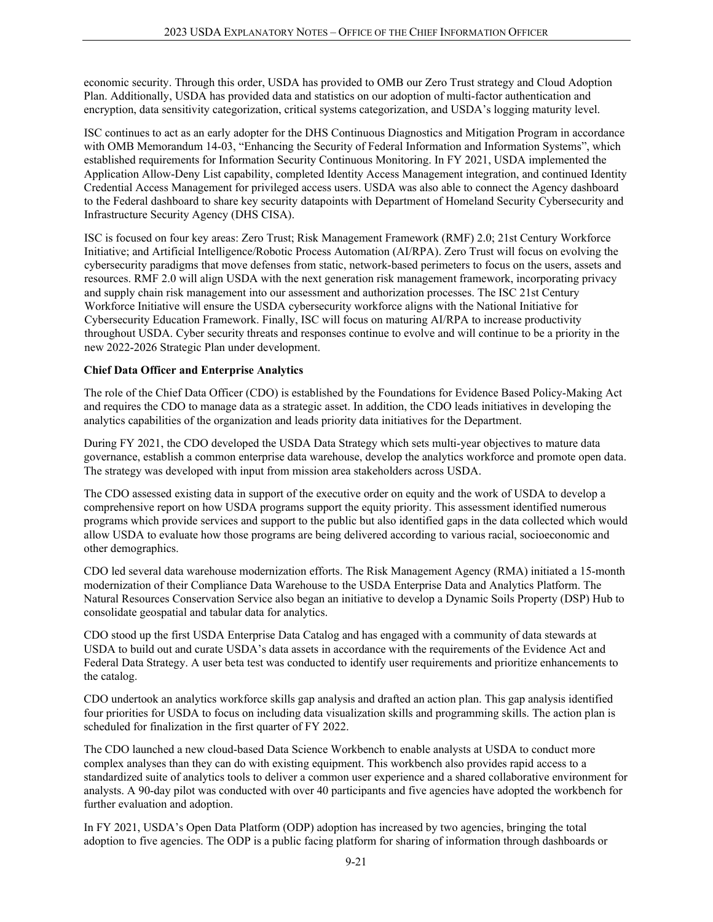economic security. Through this order, USDA has provided to OMB our Zero Trust strategy and Cloud Adoption Plan. Additionally, USDA has provided data and statistics on our adoption of multi-factor authentication and encryption, data sensitivity categorization, critical systems categorization, and USDA's logging maturity level.

ISC continues to act as an early adopter for the DHS Continuous Diagnostics and Mitigation Program in accordance with OMB Memorandum 14-03, "Enhancing the Security of Federal Information and Information Systems", which established requirements for Information Security Continuous Monitoring. In FY 2021, USDA implemented the Application Allow-Deny List capability, completed Identity Access Management integration, and continued Identity Credential Access Management for privileged access users. USDA was also able to connect the Agency dashboard to the Federal dashboard to share key security datapoints with Department of Homeland Security Cybersecurity and Infrastructure Security Agency (DHS CISA).

ISC is focused on four key areas: Zero Trust; Risk Management Framework (RMF) 2.0; 21st Century Workforce Initiative; and Artificial Intelligence/Robotic Process Automation (AI/RPA). Zero Trust will focus on evolving the cybersecurity paradigms that move defenses from static, network-based perimeters to focus on the users, assets and resources. RMF 2.0 will align USDA with the next generation risk management framework, incorporating privacy and supply chain risk management into our assessment and authorization processes. The ISC 21st Century Workforce Initiative will ensure the USDA cybersecurity workforce aligns with the National Initiative for Cybersecurity Education Framework. Finally, ISC will focus on maturing AI/RPA to increase productivity throughout USDA. Cyber security threats and responses continue to evolve and will continue to be a priority in the new 2022-2026 Strategic Plan under development.

**Chief Data Officer and Enterprise Analytics**

The role of the Chief Data Officer (CDO) is established by the Foundations for Evidence Based Policy-Making Act and requires the CDO to manage data as a strategic asset. In addition, the CDO leads initiatives in developing the analytics capabilities of the organization and leads priority data initiatives for the Department.

During FY 2021, the CDO developed the USDA Data Strategy which sets multi-year objectives to mature data governance, establish a common enterprise data warehouse, develop the analytics workforce and promote open data. The strategy was developed with input from mission area stakeholders across USDA.

The CDO assessed existing data in support of the executive order on equity and the work of USDA to develop a comprehensive report on how USDA programs support the equity priority. This assessment identified numerous programs which provide services and support to the public but also identified gaps in the data collected which would allow USDA to evaluate how those programs are being delivered according to various racial, socioeconomic and other demographics.

CDO led several data warehouse modernization efforts. The Risk Management Agency (RMA) initiated a 15-month modernization of their Compliance Data Warehouse to the USDA Enterprise Data and Analytics Platform. The Natural Resources Conservation Service also began an initiative to develop a Dynamic Soils Property (DSP) Hub to consolidate geospatial and tabular data for analytics.

CDO stood up the first USDA Enterprise Data Catalog and has engaged with a community of data stewards at USDA to build out and curate USDA's data assets in accordance with the requirements of the Evidence Act and Federal Data Strategy. A user beta test was conducted to identify user requirements and prioritize enhancements to the catalog.

CDO undertook an analytics workforce skills gap analysis and drafted an action plan. This gap analysis identified four priorities for USDA to focus on including data visualization skills and programming skills. The action plan is scheduled for finalization in the first quarter of FY 2022.

The CDO launched a new cloud-based Data Science Workbench to enable analysts at USDA to conduct more complex analyses than they can do with existing equipment. This workbench also provides rapid access to a standardized suite of analytics tools to deliver a common user experience and a shared collaborative environment for analysts. A 90-day pilot was conducted with over 40 participants and five agencies have adopted the workbench for further evaluation and adoption.

In FY 2021, USDA's Open Data Platform (ODP) adoption has increased by two agencies, bringing the total adoption to five agencies. The ODP is a public facing platform for sharing of information through dashboards or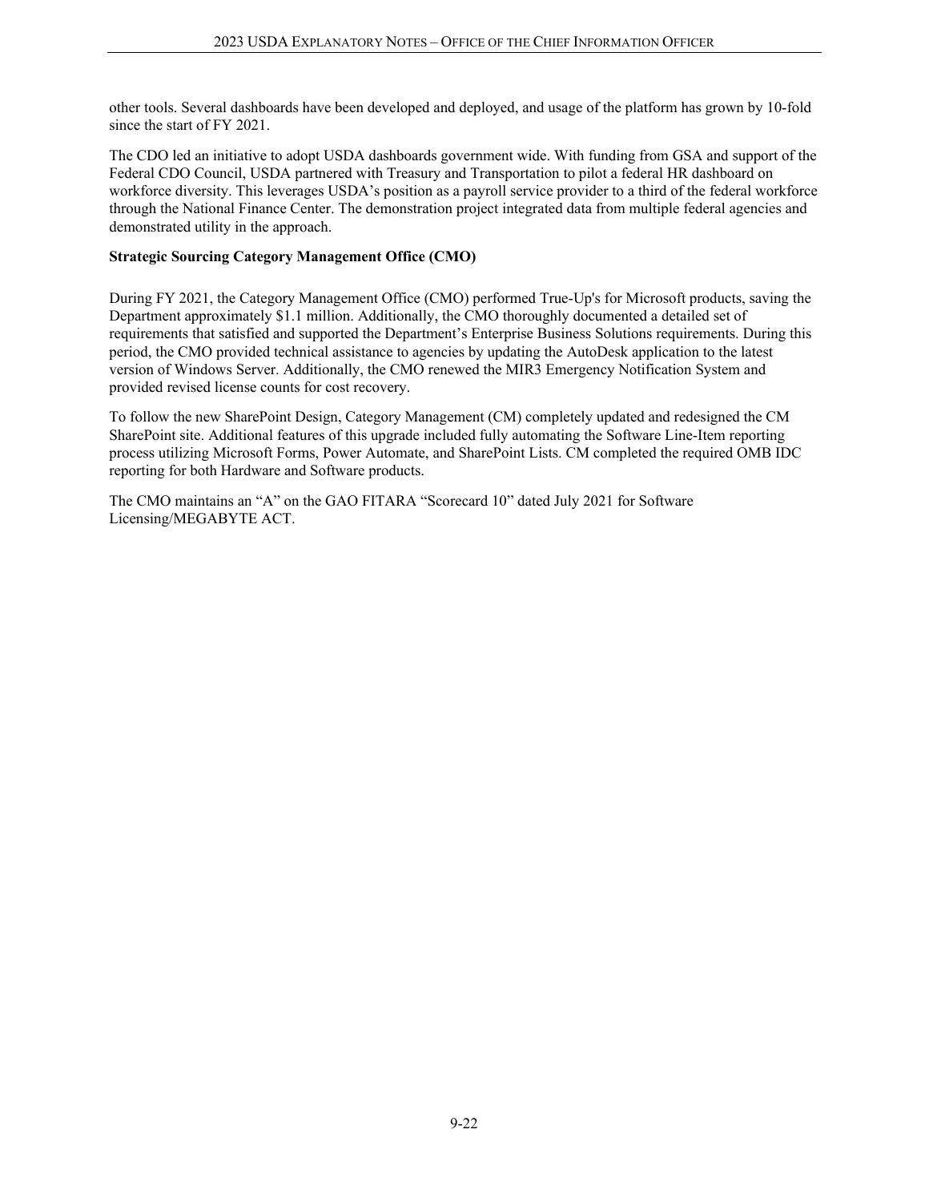other tools. Several dashboards have been developed and deployed, and usage of the platform has grown by 10-fold since the start of FY 2021.

The CDO led an initiative to adopt USDA dashboards government wide. With funding from GSA and support of the Federal CDO Council, USDA partnered with Treasury and Transportation to pilot a federal HR dashboard on workforce diversity. This leverages USDA's position as a payroll service provider to a third of the federal workforce through the National Finance Center. The demonstration project integrated data from multiple federal agencies and demonstrated utility in the approach.

**Strategic Sourcing Category Management Office (CMO)**

During FY 2021, the Category Management Office (CMO) performed True-Up's for Microsoft products, saving the Department approximately $1.1 million. Additionally, the CMO thoroughly documented a detailed set of requirements that satisfied and supported the Department's Enterprise Business Solutions requirements. During this period, the CMO provided technical assistance to agencies by updating the AutoDesk application to the latest version of Windows Server. Additionally, the CMO renewed the MIR3 Emergency Notification System and provided revised license counts for cost recovery.

To follow the new SharePoint Design, Category Management (CM) completely updated and redesigned the CM SharePoint site. Additional features of this upgrade included fully automating the Software Line-Item reporting process utilizing Microsoft Forms, Power Automate, and SharePoint Lists. CM completed the required OMB IDC reporting for both Hardware and Software products.

The CMO maintains an "A" on the GAO FITARA "Scorecard 10" dated July 2021 for Software Licensing/MEGABYTE ACT.